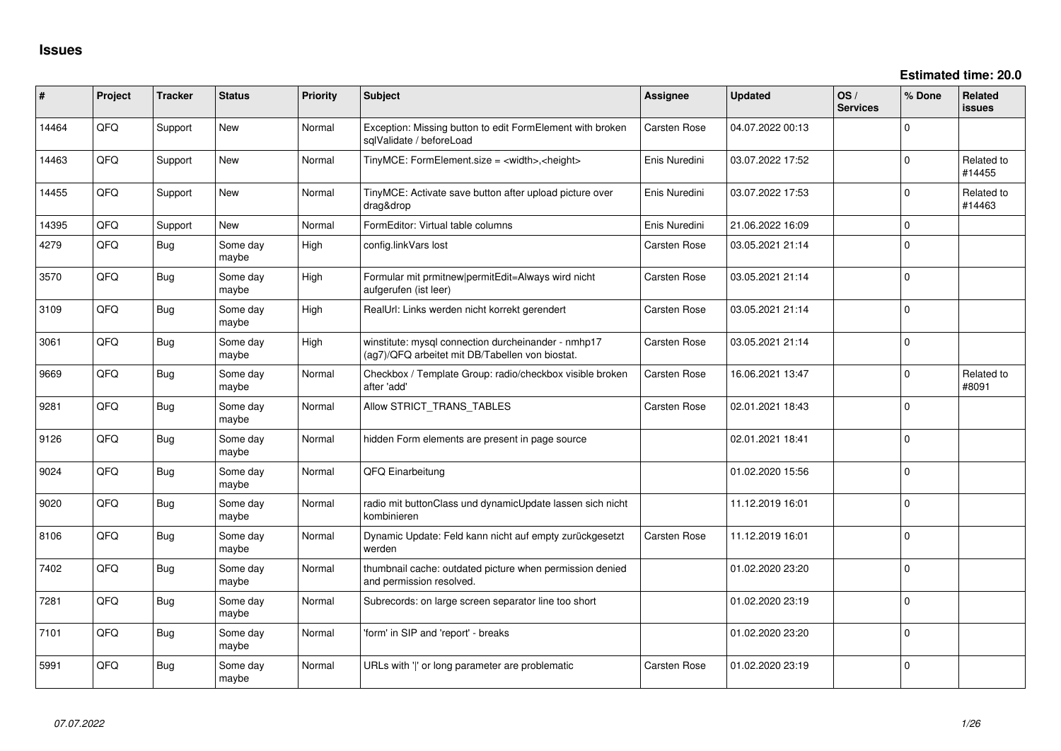# Issues

**Estimated time: 20.0**

| # | Project | Tracker | Status | Priority | Subject | Assignee | Updated | OS / Services | % Done | Related issues |
|---|---|---|---|---|---|---|---|---|---|---|
| 14464 | QFQ | Support | New | Normal | Exception: Missing button to edit FormElement with broken sqlValidate / beforeLoad | Carsten Rose | 04.07.2022 00:13 | | 0 | |
| 14463 | QFQ | Support | New | Normal | TinyMCE: FormElement.size = <width>,<height> | Enis Nuredini | 03.07.2022 17:52 | | 0 | Related to #14455 |
| 14455 | QFQ | Support | New | Normal | TinyMCE: Activate save button after upload picture over drag&drop | Enis Nuredini | 03.07.2022 17:53 | | 0 | Related to #14463 |
| 14395 | QFQ | Support | New | Normal | FormEditor: Virtual table columns | Enis Nuredini | 21.06.2022 16:09 | | 0 | |
| 4279 | QFQ | Bug | Some day maybe | High | config.linkVars lost | Carsten Rose | 03.05.2021 21:14 | | 0 | |
| 3570 | QFQ | Bug | Some day maybe | High | Formular mit prmitnew\|permitEdit=Always wird nicht aufgerufen (ist leer) | Carsten Rose | 03.05.2021 21:14 | | 0 | |
| 3109 | QFQ | Bug | Some day maybe | High | RealUrl: Links werden nicht korrekt gerendert | Carsten Rose | 03.05.2021 21:14 | | 0 | |
| 3061 | QFQ | Bug | Some day maybe | High | winstitute: mysql connection durcheinander - nmhp17 (ag7)/QFQ arbeitet mit DB/Tabellen von biostat. | Carsten Rose | 03.05.2021 21:14 | | 0 | |
| 9669 | QFQ | Bug | Some day maybe | Normal | Checkbox / Template Group: radio/checkbox visible broken after 'add' | Carsten Rose | 16.06.2021 13:47 | | 0 | Related to #8091 |
| 9281 | QFQ | Bug | Some day maybe | Normal | Allow STRICT_TRANS_TABLES | Carsten Rose | 02.01.2021 18:43 | | 0 | |
| 9126 | QFQ | Bug | Some day maybe | Normal | hidden Form elements are present in page source | | 02.01.2021 18:41 | | 0 | |
| 9024 | QFQ | Bug | Some day maybe | Normal | QFQ Einarbeitung | | 01.02.2020 15:56 | | 0 | |
| 9020 | QFQ | Bug | Some day maybe | Normal | radio mit buttonClass und dynamicUpdate lassen sich nicht kombinieren | | 11.12.2019 16:01 | | 0 | |
| 8106 | QFQ | Bug | Some day maybe | Normal | Dynamic Update: Feld kann nicht auf empty zurückgesetzt werden | Carsten Rose | 11.12.2019 16:01 | | 0 | |
| 7402 | QFQ | Bug | Some day maybe | Normal | thumbnail cache: outdated picture when permission denied and permission resolved. | | 01.02.2020 23:20 | | 0 | |
| 7281 | QFQ | Bug | Some day maybe | Normal | Subrecords: on large screen separator line too short | | 01.02.2020 23:19 | | 0 | |
| 7101 | QFQ | Bug | Some day maybe | Normal | 'form' in SIP and 'report' - breaks | | 01.02.2020 23:20 | | 0 | |
| 5991 | QFQ | Bug | Some day maybe | Normal | URLs with '\|' or long parameter are problematic | Carsten Rose | 01.02.2020 23:19 | | 0 | |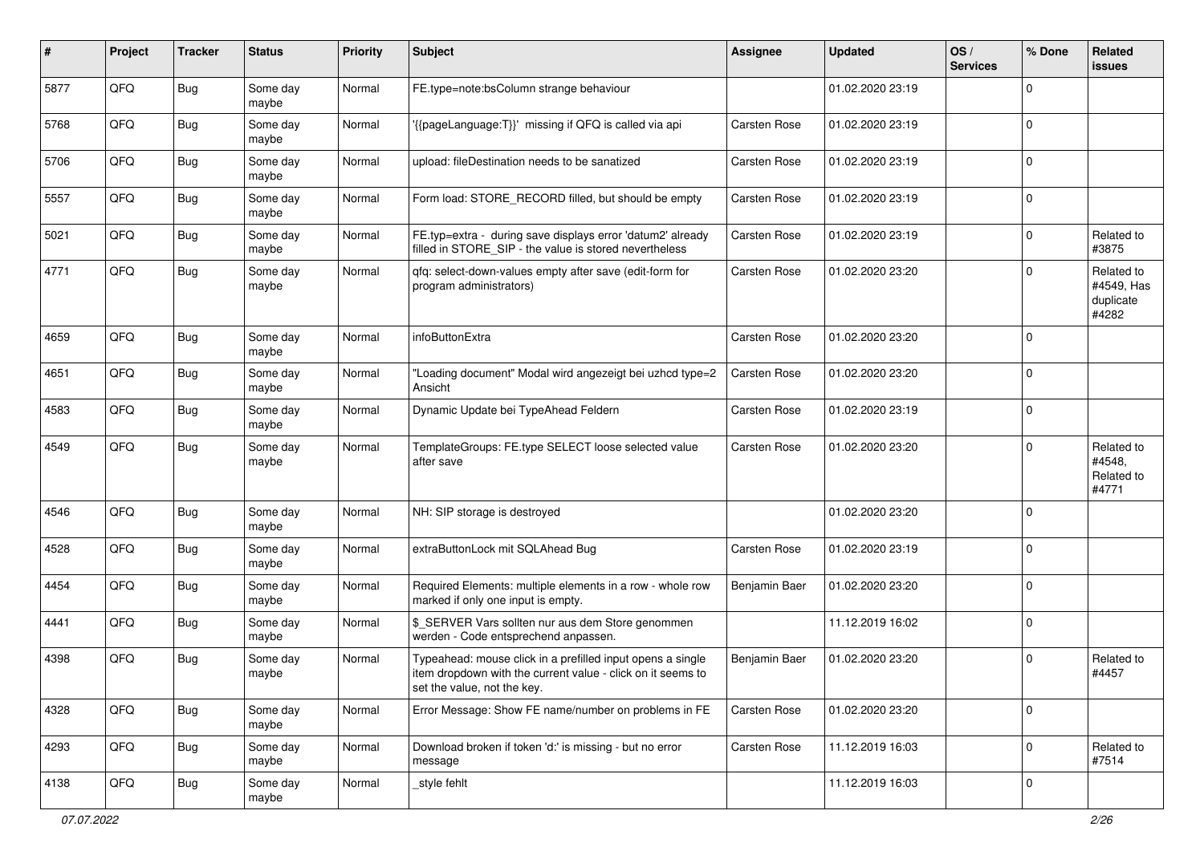| # | Project | Tracker | Status | Priority | Subject | Assignee | Updated | OS / Services | % Done | Related issues |
|---|---|---|---|---|---|---|---|---|---|---|
| 5877 | QFQ | Bug | Some day maybe | Normal | FE.type=note:bsColumn strange behaviour | | 01.02.2020 23:19 | | 0 | |
| 5768 | QFQ | Bug | Some day maybe | Normal | '{{pageLanguage:T}}' missing if QFQ is called via api | Carsten Rose | 01.02.2020 23:19 | | 0 | |
| 5706 | QFQ | Bug | Some day maybe | Normal | upload: fileDestination needs to be sanatized | Carsten Rose | 01.02.2020 23:19 | | 0 | |
| 5557 | QFQ | Bug | Some day maybe | Normal | Form load: STORE_RECORD filled, but should be empty | Carsten Rose | 01.02.2020 23:19 | | 0 | |
| 5021 | QFQ | Bug | Some day maybe | Normal | FE.typ=extra - during save displays error 'datum2' already filled in STORE_SIP - the value is stored nevertheless | Carsten Rose | 01.02.2020 23:19 | | 0 | Related to #3875 |
| 4771 | QFQ | Bug | Some day maybe | Normal | qfq: select-down-values empty after save (edit-form for program administrators) | Carsten Rose | 01.02.2020 23:20 | | 0 | Related to #4549, Has duplicate #4282 |
| 4659 | QFQ | Bug | Some day maybe | Normal | infoButtonExtra | Carsten Rose | 01.02.2020 23:20 | | 0 | |
| 4651 | QFQ | Bug | Some day maybe | Normal | "Loading document" Modal wird angezeigt bei uzhcd type=2 Ansicht | Carsten Rose | 01.02.2020 23:20 | | 0 | |
| 4583 | QFQ | Bug | Some day maybe | Normal | Dynamic Update bei TypeAhead Feldern | Carsten Rose | 01.02.2020 23:19 | | 0 | |
| 4549 | QFQ | Bug | Some day maybe | Normal | TemplateGroups: FE.type SELECT loose selected value after save | Carsten Rose | 01.02.2020 23:20 | | 0 | Related to #4548, Related to #4771 |
| 4546 | QFQ | Bug | Some day maybe | Normal | NH: SIP storage is destroyed | | 01.02.2020 23:20 | | 0 | |
| 4528 | QFQ | Bug | Some day maybe | Normal | extraButtonLock mit SQLAhead Bug | Carsten Rose | 01.02.2020 23:19 | | 0 | |
| 4454 | QFQ | Bug | Some day maybe | Normal | Required Elements: multiple elements in a row - whole row marked if only one input is empty. | Benjamin Baer | 01.02.2020 23:20 | | 0 | |
| 4441 | QFQ | Bug | Some day maybe | Normal | $_SERVER Vars sollten nur aus dem Store genommen werden - Code entsprechend anpassen. | | 11.12.2019 16:02 | | 0 | |
| 4398 | QFQ | Bug | Some day maybe | Normal | Typeahead: mouse click in a prefilled input opens a single item dropdown with the current value - click on it seems to set the value, not the key. | Benjamin Baer | 01.02.2020 23:20 | | 0 | Related to #4457 |
| 4328 | QFQ | Bug | Some day maybe | Normal | Error Message: Show FE name/number on problems in FE | Carsten Rose | 01.02.2020 23:20 | | 0 | |
| 4293 | QFQ | Bug | Some day maybe | Normal | Download broken if token 'd:' is missing - but no error message | Carsten Rose | 11.12.2019 16:03 | | 0 | Related to #7514 |
| 4138 | QFQ | Bug | Some day maybe | Normal | _style fehlt | | 11.12.2019 16:03 | | 0 | |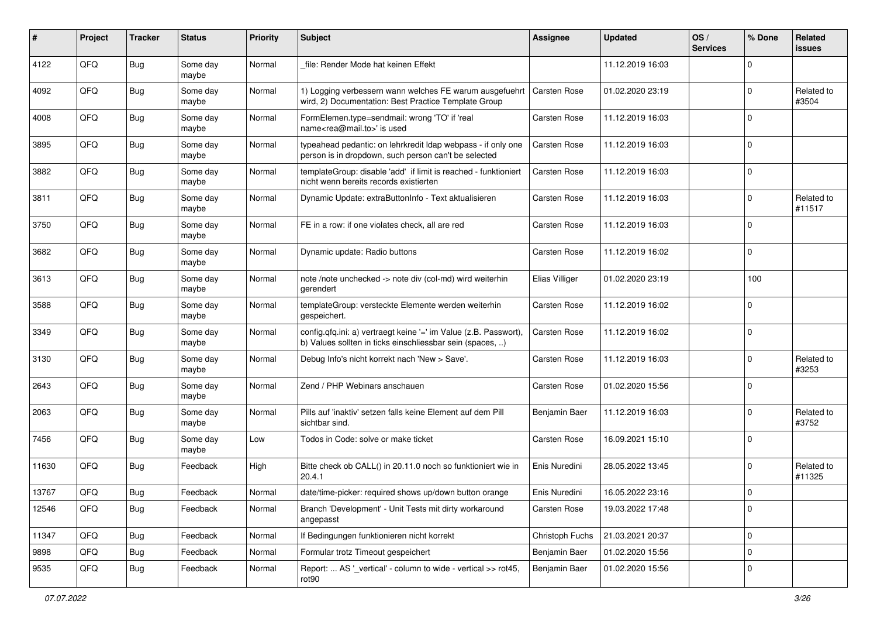| # | Project | Tracker | Status | Priority | Subject | Assignee | Updated | OS / Services | % Done | Related issues |
|---|---|---|---|---|---|---|---|---|---|---|
| 4122 | QFQ | Bug | Some day maybe | Normal | _file: Render Mode hat keinen Effekt | | 11.12.2019 16:03 | | 0 | |
| 4092 | QFQ | Bug | Some day maybe | Normal | 1) Logging verbessern wann welches FE warum ausgefuehrt wird, 2) Documentation: Best Practice Template Group | Carsten Rose | 01.02.2020 23:19 | | 0 | Related to #3504 |
| 4008 | QFQ | Bug | Some day maybe | Normal | FormElemen.type=sendmail: wrong 'TO' if 'real name<rea@mail.to>' is used | Carsten Rose | 11.12.2019 16:03 | | 0 | |
| 3895 | QFQ | Bug | Some day maybe | Normal | typeahead pedantic: on lehrkredit ldap webpass - if only one person is in dropdown, such person can't be selected | Carsten Rose | 11.12.2019 16:03 | | 0 | |
| 3882 | QFQ | Bug | Some day maybe | Normal | templateGroup: disable 'add' if limit is reached - funktioniert nicht wenn bereits records existierten | Carsten Rose | 11.12.2019 16:03 | | 0 | |
| 3811 | QFQ | Bug | Some day maybe | Normal | Dynamic Update: extraButtonInfo - Text aktualisieren | Carsten Rose | 11.12.2019 16:03 | | 0 | Related to #11517 |
| 3750 | QFQ | Bug | Some day maybe | Normal | FE in a row: if one violates check, all are red | Carsten Rose | 11.12.2019 16:03 | | 0 | |
| 3682 | QFQ | Bug | Some day maybe | Normal | Dynamic update: Radio buttons | Carsten Rose | 11.12.2019 16:02 | | 0 | |
| 3613 | QFQ | Bug | Some day maybe | Normal | note /note unchecked -> note div (col-md) wird weiterhin gerendert | Elias Villiger | 01.02.2020 23:19 | | 100 | |
| 3588 | QFQ | Bug | Some day maybe | Normal | templateGroup: versteckte Elemente werden weiterhin gespeichert. | Carsten Rose | 11.12.2019 16:02 | | 0 | |
| 3349 | QFQ | Bug | Some day maybe | Normal | config.qfq.ini: a) vertraegt keine '=' im Value (z.B. Passwort), b) Values sollten in ticks einschliessbar sein (spaces, ..) | Carsten Rose | 11.12.2019 16:02 | | 0 | |
| 3130 | QFQ | Bug | Some day maybe | Normal | Debug Info's nicht korrekt nach 'New > Save'. | Carsten Rose | 11.12.2019 16:03 | | 0 | Related to #3253 |
| 2643 | QFQ | Bug | Some day maybe | Normal | Zend / PHP Webinars anschauen | Carsten Rose | 01.02.2020 15:56 | | 0 | |
| 2063 | QFQ | Bug | Some day maybe | Normal | Pills auf 'inaktiv' setzen falls keine Element auf dem Pill sichtbar sind. | Benjamin Baer | 11.12.2019 16:03 | | 0 | Related to #3752 |
| 7456 | QFQ | Bug | Some day maybe | Low | Todos in Code: solve or make ticket | Carsten Rose | 16.09.2021 15:10 | | 0 | |
| 11630 | QFQ | Bug | Feedback | High | Bitte check ob CALL() in 20.11.0 noch so funktioniert wie in 20.4.1 | Enis Nuredini | 28.05.2022 13:45 | | 0 | Related to #11325 |
| 13767 | QFQ | Bug | Feedback | Normal | date/time-picker: required shows up/down button orange | Enis Nuredini | 16.05.2022 23:16 | | 0 | |
| 12546 | QFQ | Bug | Feedback | Normal | Branch 'Development' - Unit Tests mit dirty workaround angepasst | Carsten Rose | 19.03.2022 17:48 | | 0 | |
| 11347 | QFQ | Bug | Feedback | Normal | If Bedingungen funktionieren nicht korrekt | Christoph Fuchs | 21.03.2021 20:37 | | 0 | |
| 9898 | QFQ | Bug | Feedback | Normal | Formular trotz Timeout gespeichert | Benjamin Baer | 01.02.2020 15:56 | | 0 | |
| 9535 | QFQ | Bug | Feedback | Normal | Report: ... AS '_vertical' - column to wide - vertical >> rot45, rot90 | Benjamin Baer | 01.02.2020 15:56 | | 0 | |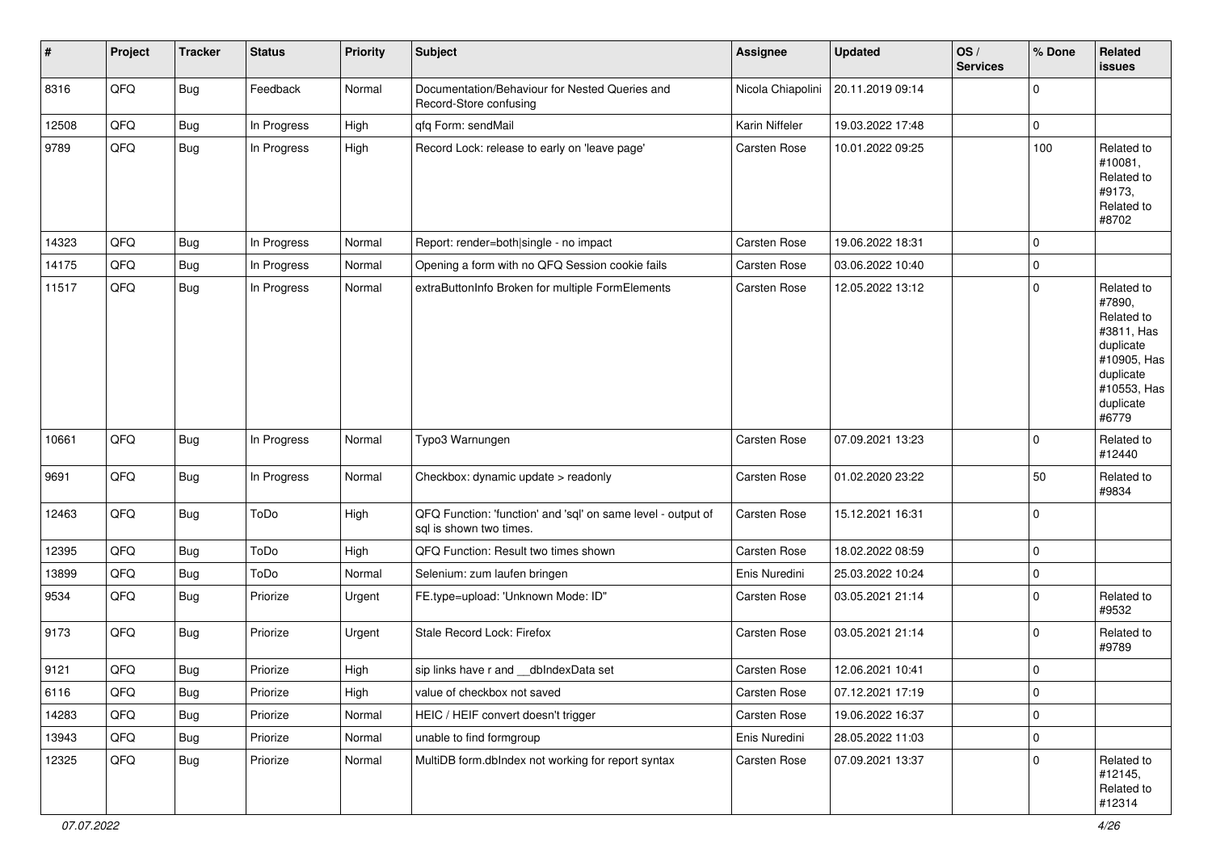| # | Project | Tracker | Status | Priority | Subject | Assignee | Updated | OS / Services | % Done | Related issues |
|---|---|---|---|---|---|---|---|---|---|---|
| 8316 | QFQ | Bug | Feedback | Normal | Documentation/Behaviour for Nested Queries and Record-Store confusing | Nicola Chiapolini | 20.11.2019 09:14 | | 0 | |
| 12508 | QFQ | Bug | In Progress | High | qfq Form: sendMail | Karin Niffeler | 19.03.2022 17:48 | | 0 | |
| 9789 | QFQ | Bug | In Progress | High | Record Lock: release to early on 'leave page' | Carsten Rose | 10.01.2022 09:25 | | 100 | Related to #10081, Related to #9173, Related to #8702 |
| 14323 | QFQ | Bug | In Progress | Normal | Report: render=both\|single - no impact | Carsten Rose | 19.06.2022 18:31 | | 0 | |
| 14175 | QFQ | Bug | In Progress | Normal | Opening a form with no QFQ Session cookie fails | Carsten Rose | 03.06.2022 10:40 | | 0 | |
| 11517 | QFQ | Bug | In Progress | Normal | extraButtonInfo Broken for multiple FormElements | Carsten Rose | 12.05.2022 13:12 | | 0 | Related to #7890, Related to #3811, Has duplicate #10905, Has duplicate #10553, Has duplicate #6779 |
| 10661 | QFQ | Bug | In Progress | Normal | Typo3 Warnungen | Carsten Rose | 07.09.2021 13:23 | | 0 | Related to #12440 |
| 9691 | QFQ | Bug | In Progress | Normal | Checkbox: dynamic update > readonly | Carsten Rose | 01.02.2020 23:22 | | 50 | Related to #9834 |
| 12463 | QFQ | Bug | ToDo | High | QFQ Function: 'function' and 'sql' on same level - output of sql is shown two times. | Carsten Rose | 15.12.2021 16:31 | | 0 | |
| 12395 | QFQ | Bug | ToDo | High | QFQ Function: Result two times shown | Carsten Rose | 18.02.2022 08:59 | | 0 | |
| 13899 | QFQ | Bug | ToDo | Normal | Selenium: zum laufen bringen | Enis Nuredini | 25.03.2022 10:24 | | 0 | |
| 9534 | QFQ | Bug | Priorize | Urgent | FE.type=upload: 'Unknown Mode: ID" | Carsten Rose | 03.05.2021 21:14 | | 0 | Related to #9532 |
| 9173 | QFQ | Bug | Priorize | Urgent | Stale Record Lock: Firefox | Carsten Rose | 03.05.2021 21:14 | | 0 | Related to #9789 |
| 9121 | QFQ | Bug | Priorize | High | sip links have r and __dbIndexData set | Carsten Rose | 12.06.2021 10:41 | | 0 | |
| 6116 | QFQ | Bug | Priorize | High | value of checkbox not saved | Carsten Rose | 07.12.2021 17:19 | | 0 | |
| 14283 | QFQ | Bug | Priorize | Normal | HEIC / HEIF convert doesn't trigger | Carsten Rose | 19.06.2022 16:37 | | 0 | |
| 13943 | QFQ | Bug | Priorize | Normal | unable to find formgroup | Enis Nuredini | 28.05.2022 11:03 | | 0 | |
| 12325 | QFQ | Bug | Priorize | Normal | MultiDB form.dbIndex not working for report syntax | Carsten Rose | 07.09.2021 13:37 | | 0 | Related to #12145, Related to #12314 |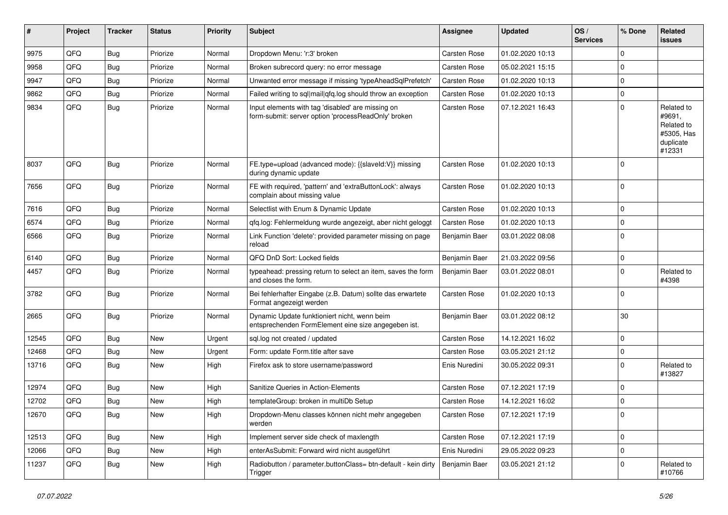| # | Project | Tracker | Status | Priority | Subject | Assignee | Updated | OS / Services | % Done | Related issues |
|---|---|---|---|---|---|---|---|---|---|---|
| 9975 | QFQ | Bug | Priorize | Normal | Dropdown Menu: 'r:3' broken | Carsten Rose | 01.02.2020 10:13 | | 0 | |
| 9958 | QFQ | Bug | Priorize | Normal | Broken subrecord query: no error message | Carsten Rose | 05.02.2021 15:15 | | 0 | |
| 9947 | QFQ | Bug | Priorize | Normal | Unwanted error message if missing 'typeAheadSqlPrefetch' | Carsten Rose | 01.02.2020 10:13 | | 0 | |
| 9862 | QFQ | Bug | Priorize | Normal | Failed writing to sql|mail|qfq.log should throw an exception | Carsten Rose | 01.02.2020 10:13 | | 0 | |
| 9834 | QFQ | Bug | Priorize | Normal | Input elements with tag 'disabled' are missing on form-submit: server option 'processReadOnly' broken | Carsten Rose | 07.12.2021 16:43 | | 0 | Related to #9691, Related to #5305, Has duplicate #12331 |
| 8037 | QFQ | Bug | Priorize | Normal | FE.type=upload (advanced mode): {{slaveId:V}} missing during dynamic update | Carsten Rose | 01.02.2020 10:13 | | 0 | |
| 7656 | QFQ | Bug | Priorize | Normal | FE with required, 'pattern' and 'extraButtonLock': always complain about missing value | Carsten Rose | 01.02.2020 10:13 | | 0 | |
| 7616 | QFQ | Bug | Priorize | Normal | Selectlist with Enum & Dynamic Update | Carsten Rose | 01.02.2020 10:13 | | 0 | |
| 6574 | QFQ | Bug | Priorize | Normal | qfq.log: Fehlermeldung wurde angezeigt, aber nicht geloggt | Carsten Rose | 01.02.2020 10:13 | | 0 | |
| 6566 | QFQ | Bug | Priorize | Normal | Link Function 'delete': provided parameter missing on page reload | Benjamin Baer | 03.01.2022 08:08 | | 0 | |
| 6140 | QFQ | Bug | Priorize | Normal | QFQ DnD Sort: Locked fields | Benjamin Baer | 21.03.2022 09:56 | | 0 | |
| 4457 | QFQ | Bug | Priorize | Normal | typeahead: pressing return to select an item, saves the form and closes the form. | Benjamin Baer | 03.01.2022 08:01 | | 0 | Related to #4398 |
| 3782 | QFQ | Bug | Priorize | Normal | Bei fehlerhafter Eingabe (z.B. Datum) sollte das erwartete Format angezeigt werden | Carsten Rose | 01.02.2020 10:13 | | 0 | |
| 2665 | QFQ | Bug | Priorize | Normal | Dynamic Update funktioniert nicht, wenn beim entsprechenden FormElement eine size angegeben ist. | Benjamin Baer | 03.01.2022 08:12 | | 30 | |
| 12545 | QFQ | Bug | New | Urgent | sql.log not created / updated | Carsten Rose | 14.12.2021 16:02 | | 0 | |
| 12468 | QFQ | Bug | New | Urgent | Form: update Form.title after save | Carsten Rose | 03.05.2021 21:12 | | 0 | |
| 13716 | QFQ | Bug | New | High | Firefox ask to store username/password | Enis Nuredini | 30.05.2022 09:31 | | 0 | Related to #13827 |
| 12974 | QFQ | Bug | New | High | Sanitize Queries in Action-Elements | Carsten Rose | 07.12.2021 17:19 | | 0 | |
| 12702 | QFQ | Bug | New | High | templateGroup: broken in multiDb Setup | Carsten Rose | 14.12.2021 16:02 | | 0 | |
| 12670 | QFQ | Bug | New | High | Dropdown-Menu classes können nicht mehr angegeben werden | Carsten Rose | 07.12.2021 17:19 | | 0 | |
| 12513 | QFQ | Bug | New | High | Implement server side check of maxlength | Carsten Rose | 07.12.2021 17:19 | | 0 | |
| 12066 | QFQ | Bug | New | High | enterAsSubmit: Forward wird nicht ausgeführt | Enis Nuredini | 29.05.2022 09:23 | | 0 | |
| 11237 | QFQ | Bug | New | High | Radiobutton / parameter.buttonClass= btn-default - kein dirty Trigger | Benjamin Baer | 03.05.2021 21:12 | | 0 | Related to #10766 |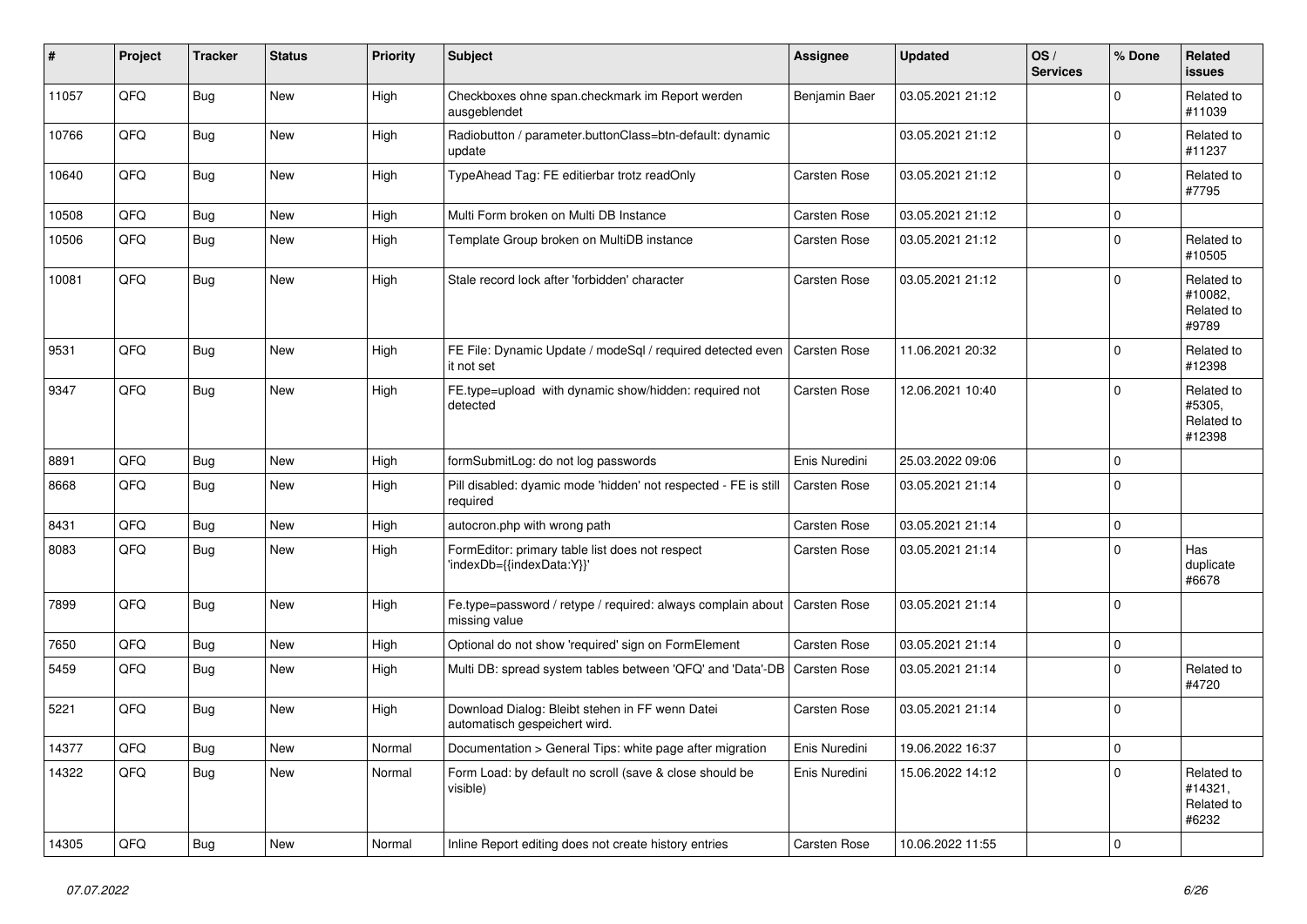| # | Project | Tracker | Status | Priority | Subject | Assignee | Updated | OS / Services | % Done | Related issues |
|---|---|---|---|---|---|---|---|---|---|---|
| 11057 | QFQ | Bug | New | High | Checkboxes ohne span.checkmark im Report werden ausgeblendet | Benjamin Baer | 03.05.2021 21:12 | | 0 | Related to #11039 |
| 10766 | QFQ | Bug | New | High | Radiobutton / parameter.buttonClass=btn-default: dynamic update | | 03.05.2021 21:12 | | 0 | Related to #11237 |
| 10640 | QFQ | Bug | New | High | TypeAhead Tag: FE editierbar trotz readOnly | Carsten Rose | 03.05.2021 21:12 | | 0 | Related to #7795 |
| 10508 | QFQ | Bug | New | High | Multi Form broken on Multi DB Instance | Carsten Rose | 03.05.2021 21:12 | | 0 | |
| 10506 | QFQ | Bug | New | High | Template Group broken on MultiDB instance | Carsten Rose | 03.05.2021 21:12 | | 0 | Related to #10505 |
| 10081 | QFQ | Bug | New | High | Stale record lock after 'forbidden' character | Carsten Rose | 03.05.2021 21:12 | | 0 | Related to #10082, Related to #9789 |
| 9531 | QFQ | Bug | New | High | FE File: Dynamic Update / modeSql / required detected even it not set | Carsten Rose | 11.06.2021 20:32 | | 0 | Related to #12398 |
| 9347 | QFQ | Bug | New | High | FE.type=upload with dynamic show/hidden: required not detected | Carsten Rose | 12.06.2021 10:40 | | 0 | Related to #5305, Related to #12398 |
| 8891 | QFQ | Bug | New | High | formSubmitLog: do not log passwords | Enis Nuredini | 25.03.2022 09:06 | | 0 | |
| 8668 | QFQ | Bug | New | High | Pill disabled: dyamic mode 'hidden' not respected - FE is still required | Carsten Rose | 03.05.2021 21:14 | | 0 | |
| 8431 | QFQ | Bug | New | High | autocron.php with wrong path | Carsten Rose | 03.05.2021 21:14 | | 0 | |
| 8083 | QFQ | Bug | New | High | FormEditor: primary table list does not respect 'indexDb={{indexData:Y}}' | Carsten Rose | 03.05.2021 21:14 | | 0 | Has duplicate #6678 |
| 7899 | QFQ | Bug | New | High | Fe.type=password / retype / required: always complain about missing value | Carsten Rose | 03.05.2021 21:14 | | 0 | |
| 7650 | QFQ | Bug | New | High | Optional do not show 'required' sign on FormElement | Carsten Rose | 03.05.2021 21:14 | | 0 | |
| 5459 | QFQ | Bug | New | High | Multi DB: spread system tables between 'QFQ' and 'Data'-DB | Carsten Rose | 03.05.2021 21:14 | | 0 | Related to #4720 |
| 5221 | QFQ | Bug | New | High | Download Dialog: Bleibt stehen in FF wenn Datei automatisch gespeichert wird. | Carsten Rose | 03.05.2021 21:14 | | 0 | |
| 14377 | QFQ | Bug | New | Normal | Documentation > General Tips: white page after migration | Enis Nuredini | 19.06.2022 16:37 | | 0 | |
| 14322 | QFQ | Bug | New | Normal | Form Load: by default no scroll (save & close should be visible) | Enis Nuredini | 15.06.2022 14:12 | | 0 | Related to #14321, Related to #6232 |
| 14305 | QFQ | Bug | New | Normal | Inline Report editing does not create history entries | Carsten Rose | 10.06.2022 11:55 | | 0 | |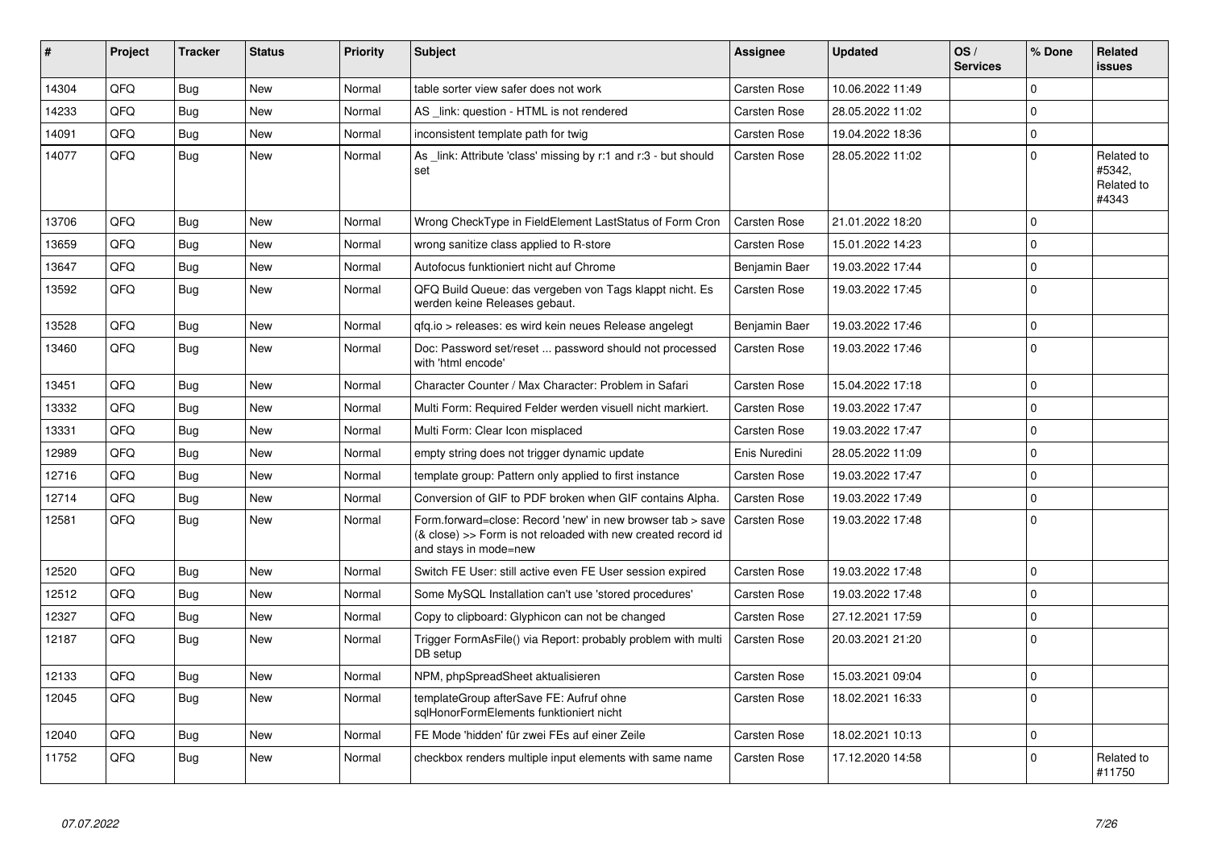| # | Project | Tracker | Status | Priority | Subject | Assignee | Updated | OS / Services | % Done | Related issues |
|---|---|---|---|---|---|---|---|---|---|---|
| 14304 | QFQ | Bug | New | Normal | table sorter view safer does not work | Carsten Rose | 10.06.2022 11:49 | | 0 | |
| 14233 | QFQ | Bug | New | Normal | AS _link: question - HTML is not rendered | Carsten Rose | 28.05.2022 11:02 | | 0 | |
| 14091 | QFQ | Bug | New | Normal | inconsistent template path for twig | Carsten Rose | 19.04.2022 18:36 | | 0 | |
| 14077 | QFQ | Bug | New | Normal | As _link: Attribute 'class' missing by r:1 and r:3 - but should set | Carsten Rose | 28.05.2022 11:02 | | 0 | Related to #5342, Related to #4343 |
| 13706 | QFQ | Bug | New | Normal | Wrong CheckType in FieldElement LastStatus of Form Cron | Carsten Rose | 21.01.2022 18:20 | | 0 | |
| 13659 | QFQ | Bug | New | Normal | wrong sanitize class applied to R-store | Carsten Rose | 15.01.2022 14:23 | | 0 | |
| 13647 | QFQ | Bug | New | Normal | Autofocus funktioniert nicht auf Chrome | Benjamin Baer | 19.03.2022 17:44 | | 0 | |
| 13592 | QFQ | Bug | New | Normal | QFQ Build Queue: das vergeben von Tags klappt nicht. Es werden keine Releases gebaut. | Carsten Rose | 19.03.2022 17:45 | | 0 | |
| 13528 | QFQ | Bug | New | Normal | qfq.io > releases: es wird kein neues Release angelegt | Benjamin Baer | 19.03.2022 17:46 | | 0 | |
| 13460 | QFQ | Bug | New | Normal | Doc: Password set/reset ... password should not processed with 'html encode' | Carsten Rose | 19.03.2022 17:46 | | 0 | |
| 13451 | QFQ | Bug | New | Normal | Character Counter / Max Character: Problem in Safari | Carsten Rose | 15.04.2022 17:18 | | 0 | |
| 13332 | QFQ | Bug | New | Normal | Multi Form: Required Felder werden visuell nicht markiert. | Carsten Rose | 19.03.2022 17:47 | | 0 | |
| 13331 | QFQ | Bug | New | Normal | Multi Form: Clear Icon misplaced | Carsten Rose | 19.03.2022 17:47 | | 0 | |
| 12989 | QFQ | Bug | New | Normal | empty string does not trigger dynamic update | Enis Nuredini | 28.05.2022 11:09 | | 0 | |
| 12716 | QFQ | Bug | New | Normal | template group: Pattern only applied to first instance | Carsten Rose | 19.03.2022 17:47 | | 0 | |
| 12714 | QFQ | Bug | New | Normal | Conversion of GIF to PDF broken when GIF contains Alpha. | Carsten Rose | 19.03.2022 17:49 | | 0 | |
| 12581 | QFQ | Bug | New | Normal | Form.forward=close: Record 'new' in new browser tab > save (& close) >> Form is not reloaded with new created record id and stays in mode=new | Carsten Rose | 19.03.2022 17:48 | | 0 | |
| 12520 | QFQ | Bug | New | Normal | Switch FE User: still active even FE User session expired | Carsten Rose | 19.03.2022 17:48 | | 0 | |
| 12512 | QFQ | Bug | New | Normal | Some MySQL Installation can't use 'stored procedures' | Carsten Rose | 19.03.2022 17:48 | | 0 | |
| 12327 | QFQ | Bug | New | Normal | Copy to clipboard: Glyphicon can not be changed | Carsten Rose | 27.12.2021 17:59 | | 0 | |
| 12187 | QFQ | Bug | New | Normal | Trigger FormAsFile() via Report: probably problem with multi DB setup | Carsten Rose | 20.03.2021 21:20 | | 0 | |
| 12133 | QFQ | Bug | New | Normal | NPM, phpSpreadSheet aktualisieren | Carsten Rose | 15.03.2021 09:04 | | 0 | |
| 12045 | QFQ | Bug | New | Normal | templateGroup afterSave FE: Aufruf ohne sqlHonorFormElements funktioniert nicht | Carsten Rose | 18.02.2021 16:33 | | 0 | |
| 12040 | QFQ | Bug | New | Normal | FE Mode 'hidden' für zwei FEs auf einer Zeile | Carsten Rose | 18.02.2021 10:13 | | 0 | |
| 11752 | QFQ | Bug | New | Normal | checkbox renders multiple input elements with same name | Carsten Rose | 17.12.2020 14:58 | | 0 | Related to #11750 |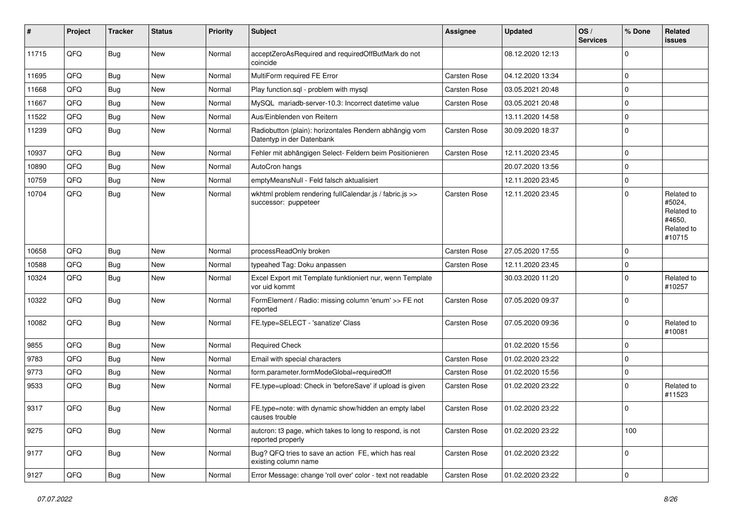| # | Project | Tracker | Status | Priority | Subject | Assignee | Updated | OS / Services | % Done | Related issues |
|---|---|---|---|---|---|---|---|---|---|---|
| 11715 | QFQ | Bug | New | Normal | acceptZeroAsRequired and requiredOffButMark do not coincide | | 08.12.2020 12:13 | | 0 | |
| 11695 | QFQ | Bug | New | Normal | MultiForm required FE Error | Carsten Rose | 04.12.2020 13:34 | | 0 | |
| 11668 | QFQ | Bug | New | Normal | Play function.sql - problem with mysql | Carsten Rose | 03.05.2021 20:48 | | 0 | |
| 11667 | QFQ | Bug | New | Normal | MySQL mariadb-server-10.3: Incorrect datetime value | Carsten Rose | 03.05.2021 20:48 | | 0 | |
| 11522 | QFQ | Bug | New | Normal | Aus/Einblenden von Reitern | | 13.11.2020 14:58 | | 0 | |
| 11239 | QFQ | Bug | New | Normal | Radiobutton (plain): horizontales Rendern abhängig vom Datentyp in der Datenbank | Carsten Rose | 30.09.2020 18:37 | | 0 | |
| 10937 | QFQ | Bug | New | Normal | Fehler mit abhängigen Select- Feldern beim Positionieren | Carsten Rose | 12.11.2020 23:45 | | 0 | |
| 10890 | QFQ | Bug | New | Normal | AutoCron hangs | | 20.07.2020 13:56 | | 0 | |
| 10759 | QFQ | Bug | New | Normal | emptyMeansNull - Feld falsch aktualisiert | | 12.11.2020 23:45 | | 0 | |
| 10704 | QFQ | Bug | New | Normal | wkhtml problem rendering fullCalendar.js / fabric.js >> successor: puppeteer | Carsten Rose | 12.11.2020 23:45 | | 0 | Related to #5024, Related to #4650, Related to #10715 |
| 10658 | QFQ | Bug | New | Normal | processReadOnly broken | Carsten Rose | 27.05.2020 17:55 | | 0 | |
| 10588 | QFQ | Bug | New | Normal | typeahed Tag: Doku anpassen | Carsten Rose | 12.11.2020 23:45 | | 0 | |
| 10324 | QFQ | Bug | New | Normal | Excel Export mit Template funktioniert nur, wenn Template vor uid kommt | | 30.03.2020 11:20 | | 0 | Related to #10257 |
| 10322 | QFQ | Bug | New | Normal | FormElement / Radio: missing column 'enum' >> FE not reported | Carsten Rose | 07.05.2020 09:37 | | 0 | |
| 10082 | QFQ | Bug | New | Normal | FE.type=SELECT - 'sanatize' Class | Carsten Rose | 07.05.2020 09:36 | | 0 | Related to #10081 |
| 9855 | QFQ | Bug | New | Normal | Required Check | | 01.02.2020 15:56 | | 0 | |
| 9783 | QFQ | Bug | New | Normal | Email with special characters | Carsten Rose | 01.02.2020 23:22 | | 0 | |
| 9773 | QFQ | Bug | New | Normal | form.parameter.formModeGlobal=requiredOff | Carsten Rose | 01.02.2020 15:56 | | 0 | |
| 9533 | QFQ | Bug | New | Normal | FE.type=upload: Check in 'beforeSave' if upload is given | Carsten Rose | 01.02.2020 23:22 | | 0 | Related to #11523 |
| 9317 | QFQ | Bug | New | Normal | FE.type=note: with dynamic show/hidden an empty label causes trouble | Carsten Rose | 01.02.2020 23:22 | | 0 | |
| 9275 | QFQ | Bug | New | Normal | autcron: t3 page, which takes to long to respond, is not reported properly | Carsten Rose | 01.02.2020 23:22 | | 100 | |
| 9177 | QFQ | Bug | New | Normal | Bug? QFQ tries to save an action FE, which has real existing column name | Carsten Rose | 01.02.2020 23:22 | | 0 | |
| 9127 | QFQ | Bug | New | Normal | Error Message: change 'roll over' color - text not readable | Carsten Rose | 01.02.2020 23:22 | | 0 | |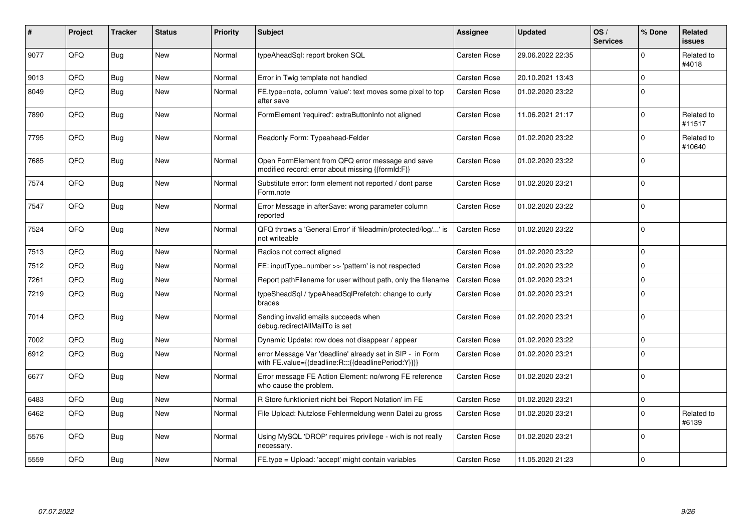| # | Project | Tracker | Status | Priority | Subject | Assignee | Updated | OS / Services | % Done | Related issues |
|---|---|---|---|---|---|---|---|---|---|---|
| 9077 | QFQ | Bug | New | Normal | typeAheadSql: report broken SQL | Carsten Rose | 29.06.2022 22:35 | | 0 | Related to #4018 |
| 9013 | QFQ | Bug | New | Normal | Error in Twig template not handled | Carsten Rose | 20.10.2021 13:43 | | 0 | |
| 8049 | QFQ | Bug | New | Normal | FE.type=note, column 'value': text moves some pixel to top after save | Carsten Rose | 01.02.2020 23:22 | | 0 | |
| 7890 | QFQ | Bug | New | Normal | FormElement 'required': extraButtonInfo not aligned | Carsten Rose | 11.06.2021 21:17 | | 0 | Related to #11517 |
| 7795 | QFQ | Bug | New | Normal | Readonly Form: Typeahead-Felder | Carsten Rose | 01.02.2020 23:22 | | 0 | Related to #10640 |
| 7685 | QFQ | Bug | New | Normal | Open FormElement from QFQ error message and save modified record: error about missing {{formId:F}} | Carsten Rose | 01.02.2020 23:22 | | 0 | |
| 7574 | QFQ | Bug | New | Normal | Substitute error: form element not reported / dont parse Form.note | Carsten Rose | 01.02.2020 23:21 | | 0 | |
| 7547 | QFQ | Bug | New | Normal | Error Message in afterSave: wrong parameter column reported | Carsten Rose | 01.02.2020 23:22 | | 0 | |
| 7524 | QFQ | Bug | New | Normal | QFQ throws a 'General Error' if 'fileadmin/protected/log/...' is not writeable | Carsten Rose | 01.02.2020 23:22 | | 0 | |
| 7513 | QFQ | Bug | New | Normal | Radios not correct aligned | Carsten Rose | 01.02.2020 23:22 | | 0 | |
| 7512 | QFQ | Bug | New | Normal | FE: inputType=number >> 'pattern' is not respected | Carsten Rose | 01.02.2020 23:22 | | 0 | |
| 7261 | QFQ | Bug | New | Normal | Report pathFilename for user without path, only the filename | Carsten Rose | 01.02.2020 23:21 | | 0 | |
| 7219 | QFQ | Bug | New | Normal | typeSheadSql / typeAheadSqlPrefetch: change to curly braces | Carsten Rose | 01.02.2020 23:21 | | 0 | |
| 7014 | QFQ | Bug | New | Normal | Sending invalid emails succeeds when debug.redirectAllMailTo is set | Carsten Rose | 01.02.2020 23:21 | | 0 | |
| 7002 | QFQ | Bug | New | Normal | Dynamic Update: row does not disappear / appear | Carsten Rose | 01.02.2020 23:22 | | 0 | |
| 6912 | QFQ | Bug | New | Normal | error Message Var 'deadline' already set in SIP - in Form with FE.value={{deadline:R:::{{deadlinePeriod:Y}}}} | Carsten Rose | 01.02.2020 23:21 | | 0 | |
| 6677 | QFQ | Bug | New | Normal | Error message FE Action Element: no/wrong FE reference who cause the problem. | Carsten Rose | 01.02.2020 23:21 | | 0 | |
| 6483 | QFQ | Bug | New | Normal | R Store funktioniert nicht bei 'Report Notation' im FE | Carsten Rose | 01.02.2020 23:21 | | 0 | |
| 6462 | QFQ | Bug | New | Normal | File Upload: Nutzlose Fehlermeldung wenn Datei zu gross | Carsten Rose | 01.02.2020 23:21 | | 0 | Related to #6139 |
| 5576 | QFQ | Bug | New | Normal | Using MySQL 'DROP' requires privilege - wich is not really necessary. | Carsten Rose | 01.02.2020 23:21 | | 0 | |
| 5559 | QFQ | Bug | New | Normal | FE.type = Upload: 'accept' might contain variables | Carsten Rose | 11.05.2020 21:23 | | 0 | |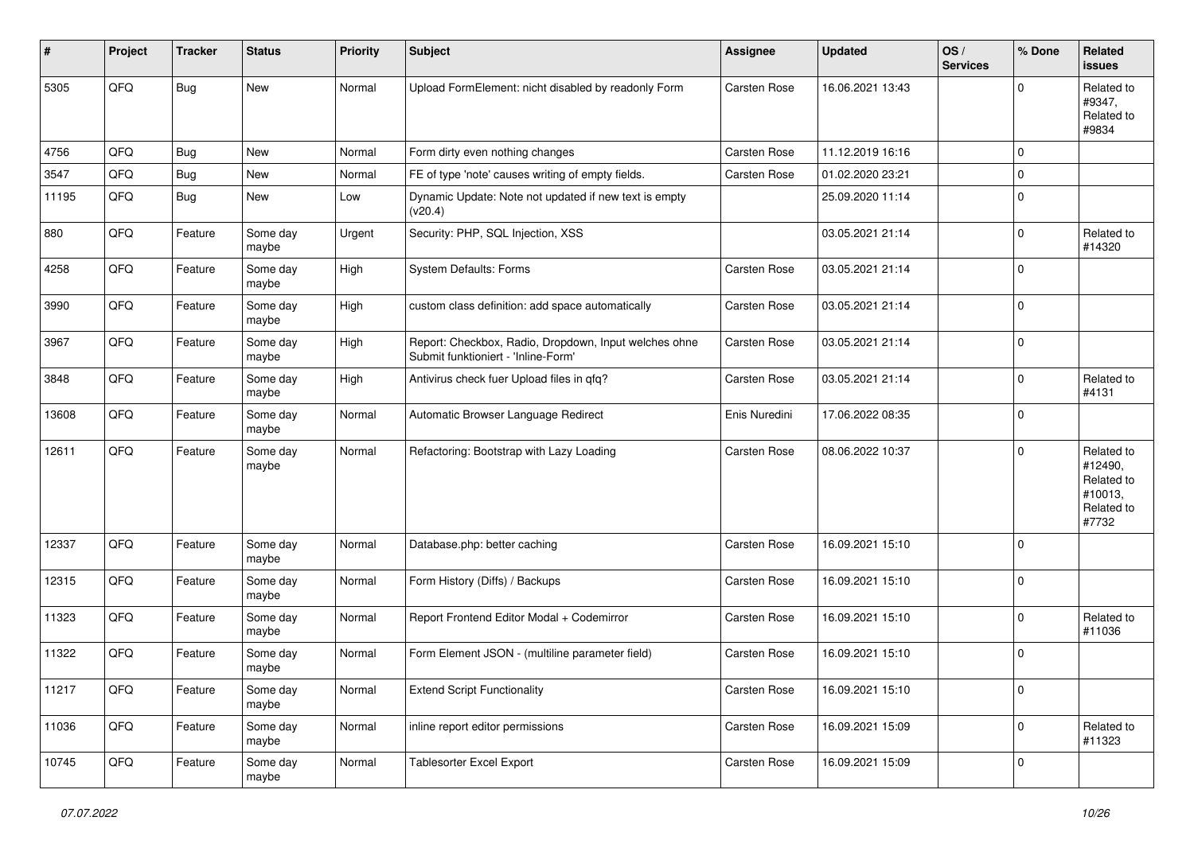| # | Project | Tracker | Status | Priority | Subject | Assignee | Updated | OS / Services | % Done | Related issues |
|---|---|---|---|---|---|---|---|---|---|---|
| 5305 | QFQ | Bug | New | Normal | Upload FormElement: nicht disabled by readonly Form | Carsten Rose | 16.06.2021 13:43 | | 0 | Related to #9347, Related to #9834 |
| 4756 | QFQ | Bug | New | Normal | Form dirty even nothing changes | Carsten Rose | 11.12.2019 16:16 | | 0 | |
| 3547 | QFQ | Bug | New | Normal | FE of type 'note' causes writing of empty fields. | Carsten Rose | 01.02.2020 23:21 | | 0 | |
| 11195 | QFQ | Bug | New | Low | Dynamic Update: Note not updated if new text is empty (v20.4) | | 25.09.2020 11:14 | | 0 | |
| 880 | QFQ | Feature | Some day maybe | Urgent | Security: PHP, SQL Injection, XSS | | 03.05.2021 21:14 | | 0 | Related to #14320 |
| 4258 | QFQ | Feature | Some day maybe | High | System Defaults: Forms | Carsten Rose | 03.05.2021 21:14 | | 0 | |
| 3990 | QFQ | Feature | Some day maybe | High | custom class definition: add space automatically | Carsten Rose | 03.05.2021 21:14 | | 0 | |
| 3967 | QFQ | Feature | Some day maybe | High | Report: Checkbox, Radio, Dropdown, Input welches ohne Submit funktioniert - 'Inline-Form' | Carsten Rose | 03.05.2021 21:14 | | 0 | |
| 3848 | QFQ | Feature | Some day maybe | High | Antivirus check fuer Upload files in qfq? | Carsten Rose | 03.05.2021 21:14 | | 0 | Related to #4131 |
| 13608 | QFQ | Feature | Some day maybe | Normal | Automatic Browser Language Redirect | Enis Nuredini | 17.06.2022 08:35 | | 0 | |
| 12611 | QFQ | Feature | Some day maybe | Normal | Refactoring: Bootstrap with Lazy Loading | Carsten Rose | 08.06.2022 10:37 | | 0 | Related to #12490, Related to #10013, Related to #7732 |
| 12337 | QFQ | Feature | Some day maybe | Normal | Database.php: better caching | Carsten Rose | 16.09.2021 15:10 | | 0 | |
| 12315 | QFQ | Feature | Some day maybe | Normal | Form History (Diffs) / Backups | Carsten Rose | 16.09.2021 15:10 | | 0 | |
| 11323 | QFQ | Feature | Some day maybe | Normal | Report Frontend Editor Modal + Codemirror | Carsten Rose | 16.09.2021 15:10 | | 0 | Related to #11036 |
| 11322 | QFQ | Feature | Some day maybe | Normal | Form Element JSON - (multiline parameter field) | Carsten Rose | 16.09.2021 15:10 | | 0 | |
| 11217 | QFQ | Feature | Some day maybe | Normal | Extend Script Functionality | Carsten Rose | 16.09.2021 15:10 | | 0 | |
| 11036 | QFQ | Feature | Some day maybe | Normal | inline report editor permissions | Carsten Rose | 16.09.2021 15:09 | | 0 | Related to #11323 |
| 10745 | QFQ | Feature | Some day maybe | Normal | Tablesorter Excel Export | Carsten Rose | 16.09.2021 15:09 | | 0 | |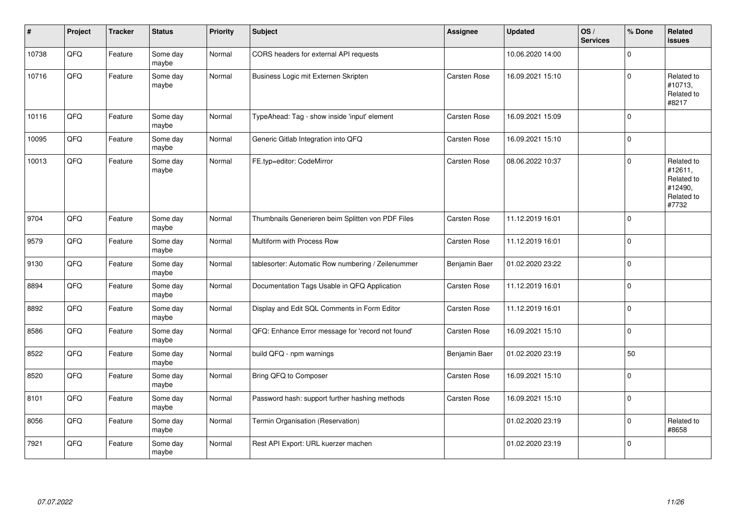| # | Project | Tracker | Status | Priority | Subject | Assignee | Updated | OS / Services | % Done | Related issues |
|---|---|---|---|---|---|---|---|---|---|---|
| 10738 | QFQ | Feature | Some day maybe | Normal | CORS headers for external API requests | | 10.06.2020 14:00 | | 0 | |
| 10716 | QFQ | Feature | Some day maybe | Normal | Business Logic mit Externen Skripten | Carsten Rose | 16.09.2021 15:10 | | 0 | Related to #10713, Related to #8217 |
| 10116 | QFQ | Feature | Some day maybe | Normal | TypeAhead: Tag - show inside 'input' element | Carsten Rose | 16.09.2021 15:09 | | 0 | |
| 10095 | QFQ | Feature | Some day maybe | Normal | Generic Gitlab Integration into QFQ | Carsten Rose | 16.09.2021 15:10 | | 0 | |
| 10013 | QFQ | Feature | Some day maybe | Normal | FE.typ=editor: CodeMirror | Carsten Rose | 08.06.2022 10:37 | | 0 | Related to #12611, Related to #12490, Related to #7732 |
| 9704 | QFQ | Feature | Some day maybe | Normal | Thumbnails Generieren beim Splitten von PDF Files | Carsten Rose | 11.12.2019 16:01 | | 0 | |
| 9579 | QFQ | Feature | Some day maybe | Normal | Multiform with Process Row | Carsten Rose | 11.12.2019 16:01 | | 0 | |
| 9130 | QFQ | Feature | Some day maybe | Normal | tablesorter: Automatic Row numbering / Zeilenummer | Benjamin Baer | 01.02.2020 23:22 | | 0 | |
| 8894 | QFQ | Feature | Some day maybe | Normal | Documentation Tags Usable in QFQ Application | Carsten Rose | 11.12.2019 16:01 | | 0 | |
| 8892 | QFQ | Feature | Some day maybe | Normal | Display and Edit SQL Comments in Form Editor | Carsten Rose | 11.12.2019 16:01 | | 0 | |
| 8586 | QFQ | Feature | Some day maybe | Normal | QFQ: Enhance Error message for 'record not found' | Carsten Rose | 16.09.2021 15:10 | | 0 | |
| 8522 | QFQ | Feature | Some day maybe | Normal | build QFQ - npm warnings | Benjamin Baer | 01.02.2020 23:19 | | 50 | |
| 8520 | QFQ | Feature | Some day maybe | Normal | Bring QFQ to Composer | Carsten Rose | 16.09.2021 15:10 | | 0 | |
| 8101 | QFQ | Feature | Some day maybe | Normal | Password hash: support further hashing methods | Carsten Rose | 16.09.2021 15:10 | | 0 | |
| 8056 | QFQ | Feature | Some day maybe | Normal | Termin Organisation (Reservation) | | 01.02.2020 23:19 | | 0 | Related to #8658 |
| 7921 | QFQ | Feature | Some day maybe | Normal | Rest API Export: URL kuerzer machen | | 01.02.2020 23:19 | | 0 | |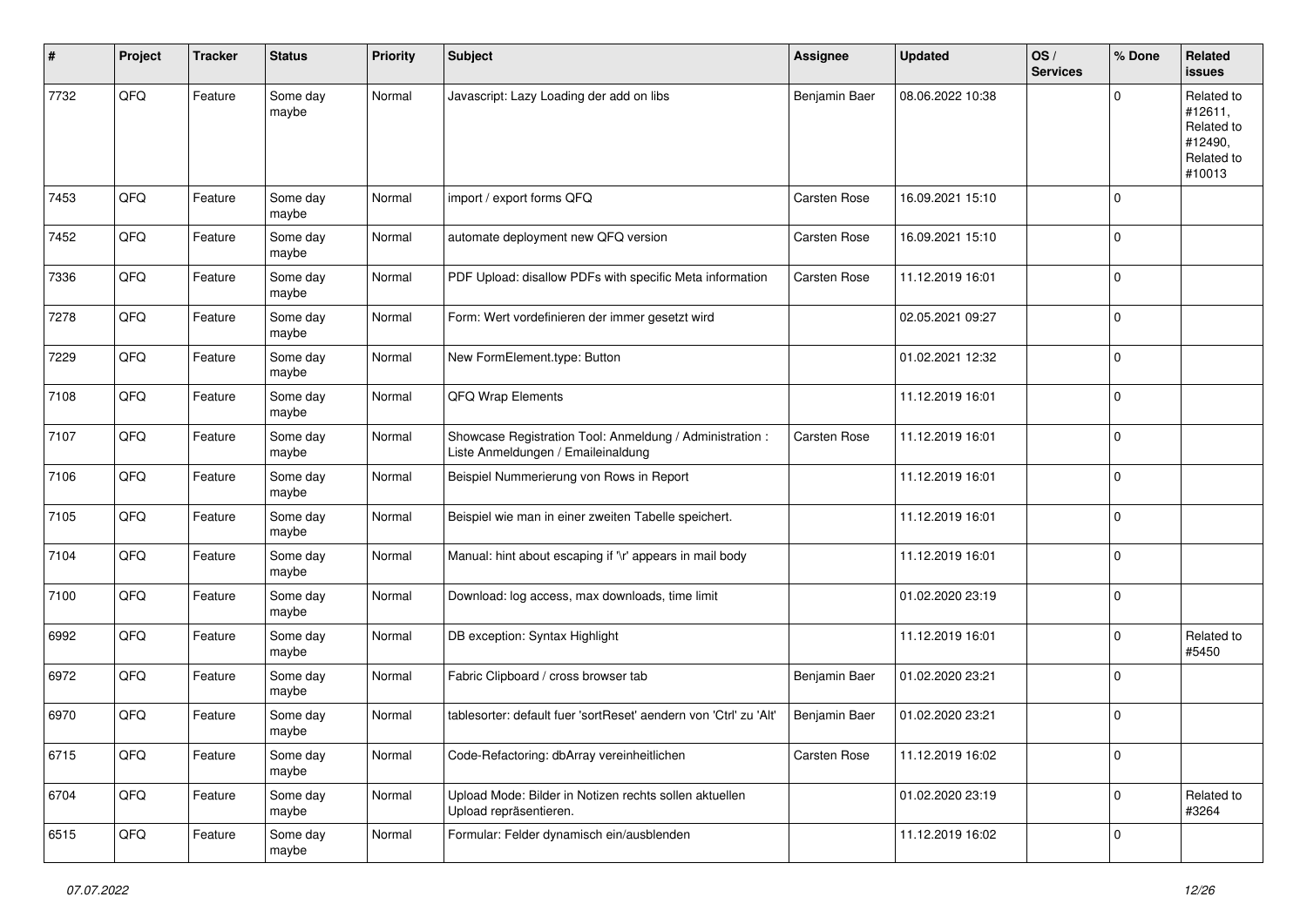| # | Project | Tracker | Status | Priority | Subject | Assignee | Updated | OS / Services | % Done | Related issues |
|---|---|---|---|---|---|---|---|---|---|---|
| 7732 | QFQ | Feature | Some day maybe | Normal | Javascript: Lazy Loading der add on libs | Benjamin Baer | 08.06.2022 10:38 | | 0 | Related to #12611, Related to #12490, Related to #10013 |
| 7453 | QFQ | Feature | Some day maybe | Normal | import / export forms QFQ | Carsten Rose | 16.09.2021 15:10 | | 0 | |
| 7452 | QFQ | Feature | Some day maybe | Normal | automate deployment new QFQ version | Carsten Rose | 16.09.2021 15:10 | | 0 | |
| 7336 | QFQ | Feature | Some day maybe | Normal | PDF Upload: disallow PDFs with specific Meta information | Carsten Rose | 11.12.2019 16:01 | | 0 | |
| 7278 | QFQ | Feature | Some day maybe | Normal | Form: Wert vordefinieren der immer gesetzt wird | | 02.05.2021 09:27 | | 0 | |
| 7229 | QFQ | Feature | Some day maybe | Normal | New FormElement.type: Button | | 01.02.2021 12:32 | | 0 | |
| 7108 | QFQ | Feature | Some day maybe | Normal | QFQ Wrap Elements | | 11.12.2019 16:01 | | 0 | |
| 7107 | QFQ | Feature | Some day maybe | Normal | Showcase Registration Tool: Anmeldung / Administration : Liste Anmeldungen / Emaileinaldung | Carsten Rose | 11.12.2019 16:01 | | 0 | |
| 7106 | QFQ | Feature | Some day maybe | Normal | Beispiel Nummerierung von Rows in Report | | 11.12.2019 16:01 | | 0 | |
| 7105 | QFQ | Feature | Some day maybe | Normal | Beispiel wie man in einer zweiten Tabelle speichert. | | 11.12.2019 16:01 | | 0 | |
| 7104 | QFQ | Feature | Some day maybe | Normal | Manual: hint about escaping if '\r' appears in mail body | | 11.12.2019 16:01 | | 0 | |
| 7100 | QFQ | Feature | Some day maybe | Normal | Download: log access, max downloads, time limit | | 01.02.2020 23:19 | | 0 | |
| 6992 | QFQ | Feature | Some day maybe | Normal | DB exception: Syntax Highlight | | 11.12.2019 16:01 | | 0 | Related to #5450 |
| 6972 | QFQ | Feature | Some day maybe | Normal | Fabric Clipboard / cross browser tab | Benjamin Baer | 01.02.2020 23:21 | | 0 | |
| 6970 | QFQ | Feature | Some day maybe | Normal | tablesorter: default fuer 'sortReset' aendern von 'Ctrl' zu 'Alt' | Benjamin Baer | 01.02.2020 23:21 | | 0 | |
| 6715 | QFQ | Feature | Some day maybe | Normal | Code-Refactoring: dbArray vereinheitlichen | Carsten Rose | 11.12.2019 16:02 | | 0 | |
| 6704 | QFQ | Feature | Some day maybe | Normal | Upload Mode: Bilder in Notizen rechts sollen aktuellen Upload repräsentieren. | | 01.02.2020 23:19 | | 0 | Related to #3264 |
| 6515 | QFQ | Feature | Some day maybe | Normal | Formular: Felder dynamisch ein/ausblenden | | 11.12.2019 16:02 | | 0 | |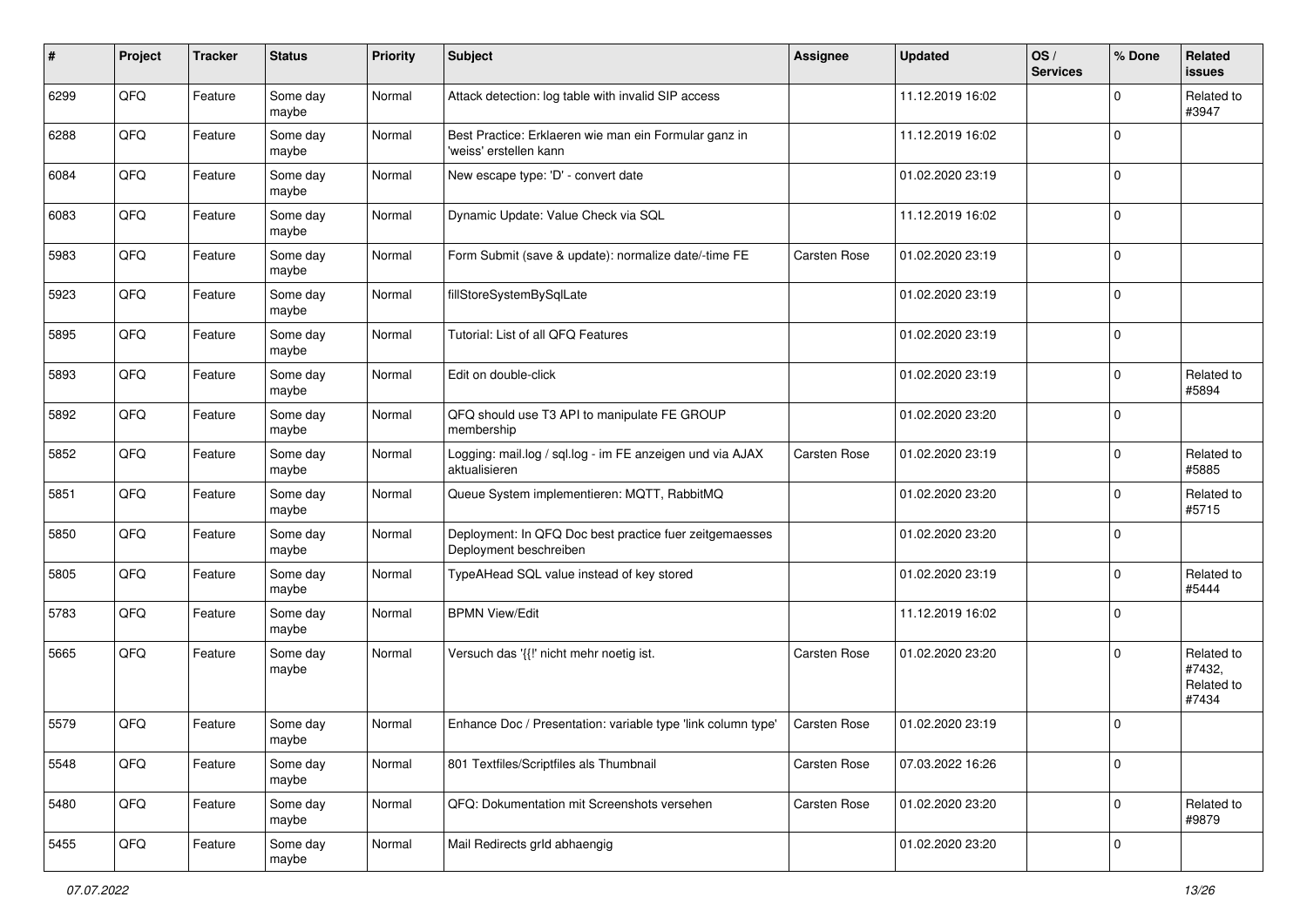| # | Project | Tracker | Status | Priority | Subject | Assignee | Updated | OS / Services | % Done | Related issues |
|---|---|---|---|---|---|---|---|---|---|---|
| 6299 | QFQ | Feature | Some day maybe | Normal | Attack detection: log table with invalid SIP access | | 11.12.2019 16:02 | | 0 | Related to #3947 |
| 6288 | QFQ | Feature | Some day maybe | Normal | Best Practice: Erklaeren wie man ein Formular ganz in 'weiss' erstellen kann | | 11.12.2019 16:02 | | 0 | |
| 6084 | QFQ | Feature | Some day maybe | Normal | New escape type: 'D' - convert date | | 01.02.2020 23:19 | | 0 | |
| 6083 | QFQ | Feature | Some day maybe | Normal | Dynamic Update: Value Check via SQL | | 11.12.2019 16:02 | | 0 | |
| 5983 | QFQ | Feature | Some day maybe | Normal | Form Submit (save & update): normalize date/-time FE | Carsten Rose | 01.02.2020 23:19 | | 0 | |
| 5923 | QFQ | Feature | Some day maybe | Normal | fillStoreSystemBySqlLate | | 01.02.2020 23:19 | | 0 | |
| 5895 | QFQ | Feature | Some day maybe | Normal | Tutorial: List of all QFQ Features | | 01.02.2020 23:19 | | 0 | |
| 5893 | QFQ | Feature | Some day maybe | Normal | Edit on double-click | | 01.02.2020 23:19 | | 0 | Related to #5894 |
| 5892 | QFQ | Feature | Some day maybe | Normal | QFQ should use T3 API to manipulate FE GROUP membership | | 01.02.2020 23:20 | | 0 | |
| 5852 | QFQ | Feature | Some day maybe | Normal | Logging: mail.log / sql.log - im FE anzeigen und via AJAX aktualisieren | Carsten Rose | 01.02.2020 23:19 | | 0 | Related to #5885 |
| 5851 | QFQ | Feature | Some day maybe | Normal | Queue System implementieren: MQTT, RabbitMQ | | 01.02.2020 23:20 | | 0 | Related to #5715 |
| 5850 | QFQ | Feature | Some day maybe | Normal | Deployment: In QFQ Doc best practice fuer zeitgemaesses Deployment beschreiben | | 01.02.2020 23:20 | | 0 | |
| 5805 | QFQ | Feature | Some day maybe | Normal | TypeAHead SQL value instead of key stored | | 01.02.2020 23:19 | | 0 | Related to #5444 |
| 5783 | QFQ | Feature | Some day maybe | Normal | BPMN View/Edit | | 11.12.2019 16:02 | | 0 | |
| 5665 | QFQ | Feature | Some day maybe | Normal | Versuch das '{{!' nicht mehr noetig ist. | Carsten Rose | 01.02.2020 23:20 | | 0 | Related to #7432, Related to #7434 |
| 5579 | QFQ | Feature | Some day maybe | Normal | Enhance Doc / Presentation: variable type 'link column type' | Carsten Rose | 01.02.2020 23:19 | | 0 | |
| 5548 | QFQ | Feature | Some day maybe | Normal | 801 Textfiles/Scriptfiles als Thumbnail | Carsten Rose | 07.03.2022 16:26 | | 0 | |
| 5480 | QFQ | Feature | Some day maybe | Normal | QFQ: Dokumentation mit Screenshots versehen | Carsten Rose | 01.02.2020 23:20 | | 0 | Related to #9879 |
| 5455 | QFQ | Feature | Some day maybe | Normal | Mail Redirects grId abhaengig | | 01.02.2020 23:20 | | 0 | |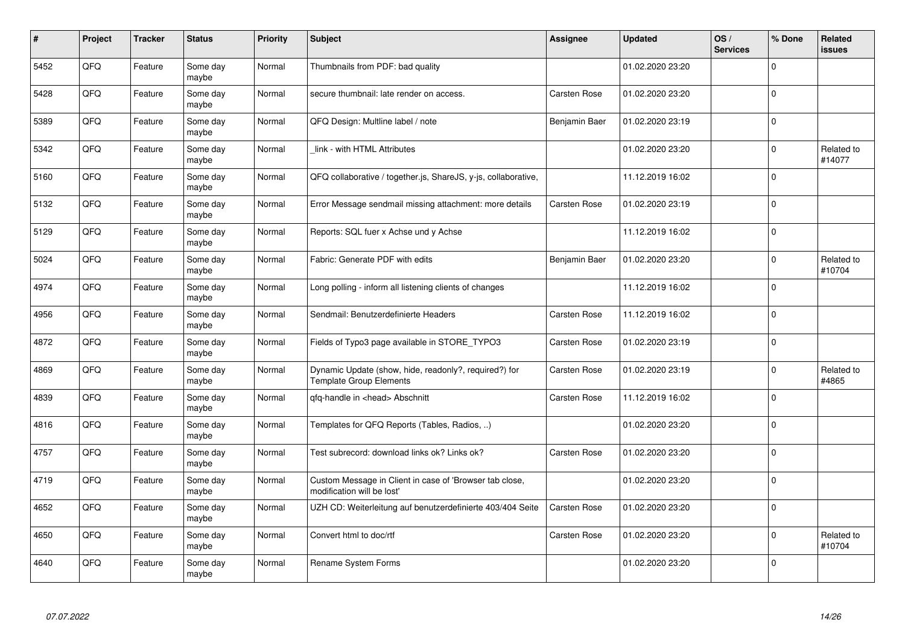| # | Project | Tracker | Status | Priority | Subject | Assignee | Updated | OS / Services | % Done | Related issues |
|---|---|---|---|---|---|---|---|---|---|---|
| 5452 | QFQ | Feature | Some day maybe | Normal | Thumbnails from PDF: bad quality | | 01.02.2020 23:20 | | 0 | |
| 5428 | QFQ | Feature | Some day maybe | Normal | secure thumbnail: late render on access. | Carsten Rose | 01.02.2020 23:20 | | 0 | |
| 5389 | QFQ | Feature | Some day maybe | Normal | QFQ Design: Multline label / note | Benjamin Baer | 01.02.2020 23:19 | | 0 | |
| 5342 | QFQ | Feature | Some day maybe | Normal | _link - with HTML Attributes | | 01.02.2020 23:20 | | 0 | Related to #14077 |
| 5160 | QFQ | Feature | Some day maybe | Normal | QFQ collaborative / together.js, ShareJS, y-js, collaborative, | | 11.12.2019 16:02 | | 0 | |
| 5132 | QFQ | Feature | Some day maybe | Normal | Error Message sendmail missing attachment: more details | Carsten Rose | 01.02.2020 23:19 | | 0 | |
| 5129 | QFQ | Feature | Some day maybe | Normal | Reports: SQL fuer x Achse und y Achse | | 11.12.2019 16:02 | | 0 | |
| 5024 | QFQ | Feature | Some day maybe | Normal | Fabric: Generate PDF with edits | Benjamin Baer | 01.02.2020 23:20 | | 0 | Related to #10704 |
| 4974 | QFQ | Feature | Some day maybe | Normal | Long polling - inform all listening clients of changes | | 11.12.2019 16:02 | | 0 | |
| 4956 | QFQ | Feature | Some day maybe | Normal | Sendmail: Benutzerdefinierte Headers | Carsten Rose | 11.12.2019 16:02 | | 0 | |
| 4872 | QFQ | Feature | Some day maybe | Normal | Fields of Typo3 page available in STORE_TYPO3 | Carsten Rose | 01.02.2020 23:19 | | 0 | |
| 4869 | QFQ | Feature | Some day maybe | Normal | Dynamic Update (show, hide, readonly?, required?) for Template Group Elements | Carsten Rose | 01.02.2020 23:19 | | 0 | Related to #4865 |
| 4839 | QFQ | Feature | Some day maybe | Normal | qfq-handle in <head> Abschnitt | Carsten Rose | 11.12.2019 16:02 | | 0 | |
| 4816 | QFQ | Feature | Some day maybe | Normal | Templates for QFQ Reports (Tables, Radios, ..) | | 01.02.2020 23:20 | | 0 | |
| 4757 | QFQ | Feature | Some day maybe | Normal | Test subrecord: download links ok? Links ok? | Carsten Rose | 01.02.2020 23:20 | | 0 | |
| 4719 | QFQ | Feature | Some day maybe | Normal | Custom Message in Client in case of 'Browser tab close, modification will be lost' | | 01.02.2020 23:20 | | 0 | |
| 4652 | QFQ | Feature | Some day maybe | Normal | UZH CD: Weiterleitung auf benutzerdefinierte 403/404 Seite | Carsten Rose | 01.02.2020 23:20 | | 0 | |
| 4650 | QFQ | Feature | Some day maybe | Normal | Convert html to doc/rtf | Carsten Rose | 01.02.2020 23:20 | | 0 | Related to #10704 |
| 4640 | QFQ | Feature | Some day maybe | Normal | Rename System Forms | | 01.02.2020 23:20 | | 0 | |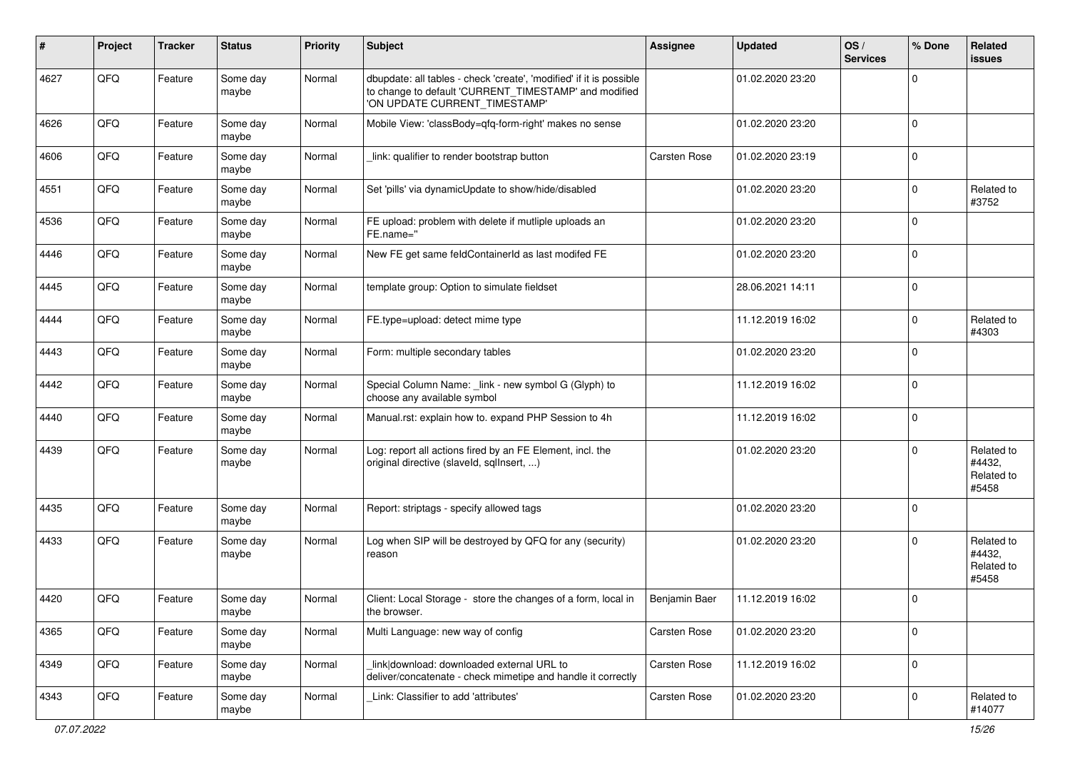| # | Project | Tracker | Status | Priority | Subject | Assignee | Updated | OS / Services | % Done | Related issues |
|---|---|---|---|---|---|---|---|---|---|---|
| 4627 | QFQ | Feature | Some day maybe | Normal | dbupdate: all tables - check 'create', 'modified' if it is possible to change to default 'CURRENT_TIMESTAMP' and modified 'ON UPDATE CURRENT_TIMESTAMP' | | 01.02.2020 23:20 | | 0 | |
| 4626 | QFQ | Feature | Some day maybe | Normal | Mobile View: 'classBody=qfq-form-right' makes no sense | | 01.02.2020 23:20 | | 0 | |
| 4606 | QFQ | Feature | Some day maybe | Normal | _link: qualifier to render bootstrap button | Carsten Rose | 01.02.2020 23:19 | | 0 | |
| 4551 | QFQ | Feature | Some day maybe | Normal | Set 'pills' via dynamicUpdate to show/hide/disabled | | 01.02.2020 23:20 | | 0 | Related to #3752 |
| 4536 | QFQ | Feature | Some day maybe | Normal | FE upload: problem with delete if mutliple uploads an FE.name='' | | 01.02.2020 23:20 | | 0 | |
| 4446 | QFQ | Feature | Some day maybe | Normal | New FE get same feldContainerId as last modifed FE | | 01.02.2020 23:20 | | 0 | |
| 4445 | QFQ | Feature | Some day maybe | Normal | template group: Option to simulate fieldset | | 28.06.2021 14:11 | | 0 | |
| 4444 | QFQ | Feature | Some day maybe | Normal | FE.type=upload: detect mime type | | 11.12.2019 16:02 | | 0 | Related to #4303 |
| 4443 | QFQ | Feature | Some day maybe | Normal | Form: multiple secondary tables | | 01.02.2020 23:20 | | 0 | |
| 4442 | QFQ | Feature | Some day maybe | Normal | Special Column Name: _link - new symbol G (Glyph) to choose any available symbol | | 11.12.2019 16:02 | | 0 | |
| 4440 | QFQ | Feature | Some day maybe | Normal | Manual.rst: explain how to. expand PHP Session to 4h | | 11.12.2019 16:02 | | 0 | |
| 4439 | QFQ | Feature | Some day maybe | Normal | Log: report all actions fired by an FE Element, incl. the original directive (slaveId, sqlInsert, ...) | | 01.02.2020 23:20 | | 0 | Related to #4432, Related to #5458 |
| 4435 | QFQ | Feature | Some day maybe | Normal | Report: striptags - specify allowed tags | | 01.02.2020 23:20 | | 0 | |
| 4433 | QFQ | Feature | Some day maybe | Normal | Log when SIP will be destroyed by QFQ for any (security) reason | | 01.02.2020 23:20 | | 0 | Related to #4432, Related to #5458 |
| 4420 | QFQ | Feature | Some day maybe | Normal | Client: Local Storage - store the changes of a form, local in the browser. | Benjamin Baer | 11.12.2019 16:02 | | 0 | |
| 4365 | QFQ | Feature | Some day maybe | Normal | Multi Language: new way of config | Carsten Rose | 01.02.2020 23:20 | | 0 | |
| 4349 | QFQ | Feature | Some day maybe | Normal | _link\|download: downloaded external URL to deliver/concatenate - check mimetipe and handle it correctly | Carsten Rose | 11.12.2019 16:02 | | 0 | |
| 4343 | QFQ | Feature | Some day maybe | Normal | _Link: Classifier to add 'attributes' | Carsten Rose | 01.02.2020 23:20 | | 0 | Related to #14077 |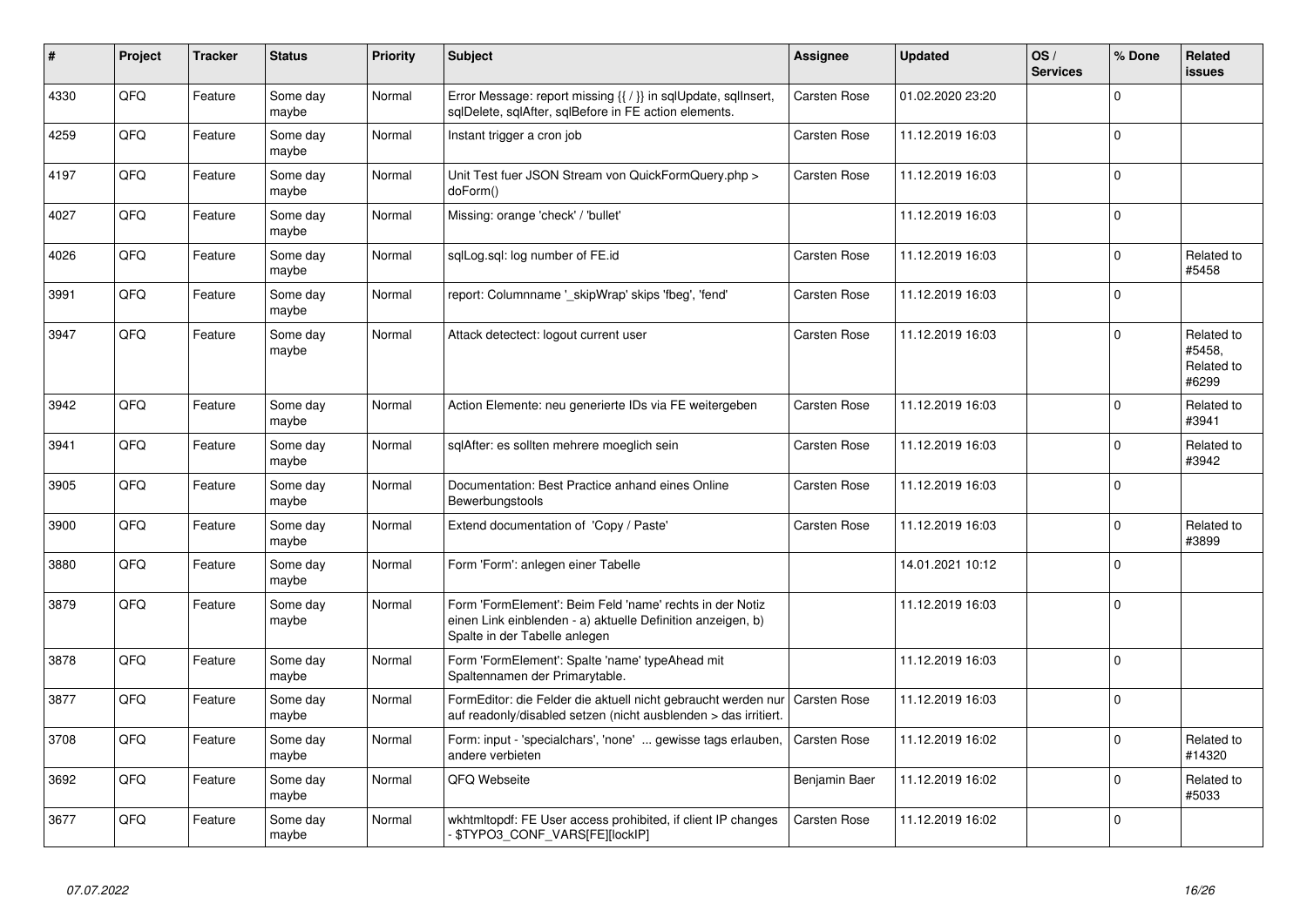| # | Project | Tracker | Status | Priority | Subject | Assignee | Updated | OS / Services | % Done | Related issues |
|---|---|---|---|---|---|---|---|---|---|---|
| 4330 | QFQ | Feature | Some day maybe | Normal | Error Message: report missing {{ / }} in sqlUpdate, sqlInsert, sqlDelete, sqlAfter, sqlBefore in FE action elements. | Carsten Rose | 01.02.2020 23:20 | | 0 | |
| 4259 | QFQ | Feature | Some day maybe | Normal | Instant trigger a cron job | Carsten Rose | 11.12.2019 16:03 | | 0 | |
| 4197 | QFQ | Feature | Some day maybe | Normal | Unit Test fuer JSON Stream von QuickFormQuery.php > doForm() | Carsten Rose | 11.12.2019 16:03 | | 0 | |
| 4027 | QFQ | Feature | Some day maybe | Normal | Missing: orange 'check' / 'bullet' | | 11.12.2019 16:03 | | 0 | |
| 4026 | QFQ | Feature | Some day maybe | Normal | sqlLog.sql: log number of FE.id | Carsten Rose | 11.12.2019 16:03 | | 0 | Related to #5458 |
| 3991 | QFQ | Feature | Some day maybe | Normal | report: Columnname '_skipWrap' skips 'fbeg', 'fend' | Carsten Rose | 11.12.2019 16:03 | | 0 | |
| 3947 | QFQ | Feature | Some day maybe | Normal | Attack detectect: logout current user | Carsten Rose | 11.12.2019 16:03 | | 0 | Related to #5458, Related to #6299 |
| 3942 | QFQ | Feature | Some day maybe | Normal | Action Elemente: neu generierte IDs via FE weitergeben | Carsten Rose | 11.12.2019 16:03 | | 0 | Related to #3941 |
| 3941 | QFQ | Feature | Some day maybe | Normal | sqlAfter: es sollten mehrere moeglich sein | Carsten Rose | 11.12.2019 16:03 | | 0 | Related to #3942 |
| 3905 | QFQ | Feature | Some day maybe | Normal | Documentation: Best Practice anhand eines Online Bewerbungstools | Carsten Rose | 11.12.2019 16:03 | | 0 | |
| 3900 | QFQ | Feature | Some day maybe | Normal | Extend documentation of 'Copy / Paste' | Carsten Rose | 11.12.2019 16:03 | | 0 | Related to #3899 |
| 3880 | QFQ | Feature | Some day maybe | Normal | Form 'Form': anlegen einer Tabelle | | 14.01.2021 10:12 | | 0 | |
| 3879 | QFQ | Feature | Some day maybe | Normal | Form 'FormElement': Beim Feld 'name' rechts in der Notiz einen Link einblenden - a) aktuelle Definition anzeigen, b) Spalte in der Tabelle anlegen | | 11.12.2019 16:03 | | 0 | |
| 3878 | QFQ | Feature | Some day maybe | Normal | Form 'FormElement': Spalte 'name' typeAhead mit Spaltennamen der Primarytable. | | 11.12.2019 16:03 | | 0 | |
| 3877 | QFQ | Feature | Some day maybe | Normal | FormEditor: die Felder die aktuell nicht gebraucht werden nur auf readonly/disabled setzen (nicht ausblenden > das irritiert. | Carsten Rose | 11.12.2019 16:03 | | 0 | |
| 3708 | QFQ | Feature | Some day maybe | Normal | Form: input - 'specialchars', 'none' ... gewisse tags erlauben, andere verbieten | Carsten Rose | 11.12.2019 16:02 | | 0 | Related to #14320 |
| 3692 | QFQ | Feature | Some day maybe | Normal | QFQ Webseite | Benjamin Baer | 11.12.2019 16:02 | | 0 | Related to #5033 |
| 3677 | QFQ | Feature | Some day maybe | Normal | wkhtmltopdf: FE User access prohibited, if client IP changes - $TYPO3_CONF_VARS[FE][lockIP] | Carsten Rose | 11.12.2019 16:02 | | 0 | |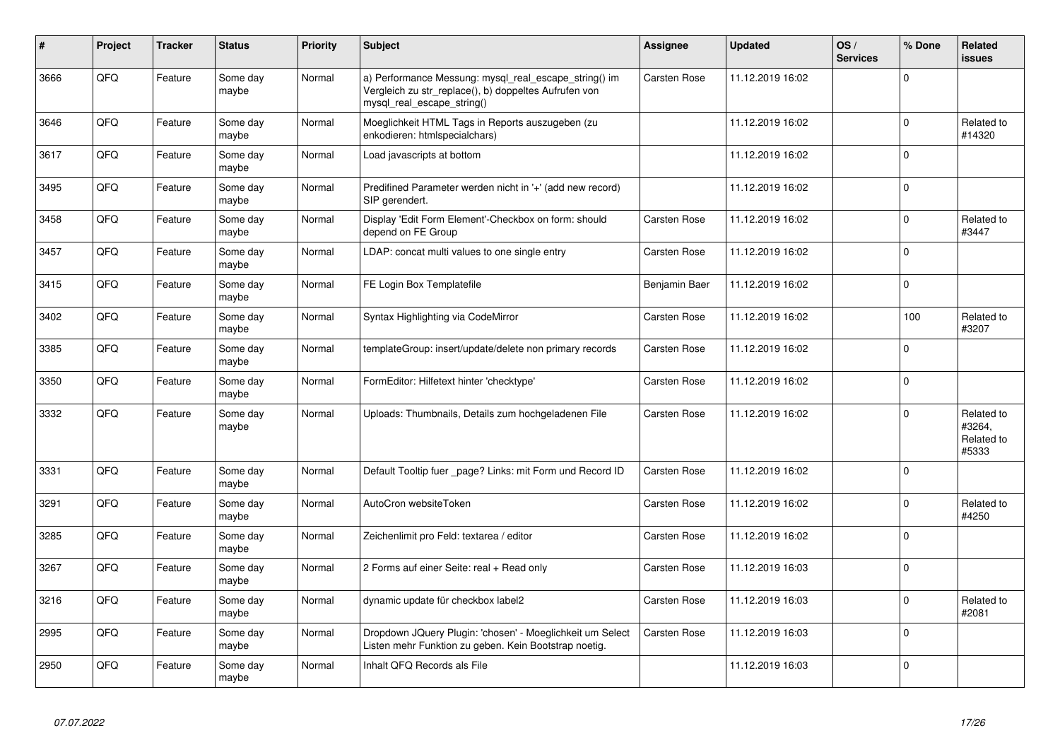| # | Project | Tracker | Status | Priority | Subject | Assignee | Updated | OS / Services | % Done | Related issues |
|---|---|---|---|---|---|---|---|---|---|---|
| 3666 | QFQ | Feature | Some day maybe | Normal | a) Performance Messung: mysql_real_escape_string() im Vergleich zu str_replace(), b) doppeltes Aufrufen von mysql_real_escape_string() | Carsten Rose | 11.12.2019 16:02 | | 0 | |
| 3646 | QFQ | Feature | Some day maybe | Normal | Moeglichkeit HTML Tags in Reports auszugeben (zu enkodieren: htmlspecialchars) | | 11.12.2019 16:02 | | 0 | Related to #14320 |
| 3617 | QFQ | Feature | Some day maybe | Normal | Load javascripts at bottom | | 11.12.2019 16:02 | | 0 | |
| 3495 | QFQ | Feature | Some day maybe | Normal | Predifined Parameter werden nicht in '+' (add new record) SIP gerendert. | | 11.12.2019 16:02 | | 0 | |
| 3458 | QFQ | Feature | Some day maybe | Normal | Display 'Edit Form Element'-Checkbox on form: should depend on FE Group | Carsten Rose | 11.12.2019 16:02 | | 0 | Related to #3447 |
| 3457 | QFQ | Feature | Some day maybe | Normal | LDAP: concat multi values to one single entry | Carsten Rose | 11.12.2019 16:02 | | 0 | |
| 3415 | QFQ | Feature | Some day maybe | Normal | FE Login Box Templatefile | Benjamin Baer | 11.12.2019 16:02 | | 0 | |
| 3402 | QFQ | Feature | Some day maybe | Normal | Syntax Highlighting via CodeMirror | Carsten Rose | 11.12.2019 16:02 | | 100 | Related to #3207 |
| 3385 | QFQ | Feature | Some day maybe | Normal | templateGroup: insert/update/delete non primary records | Carsten Rose | 11.12.2019 16:02 | | 0 | |
| 3350 | QFQ | Feature | Some day maybe | Normal | FormEditor: Hilfetext hinter 'checktype' | Carsten Rose | 11.12.2019 16:02 | | 0 | |
| 3332 | QFQ | Feature | Some day maybe | Normal | Uploads: Thumbnails, Details zum hochgeladenen File | Carsten Rose | 11.12.2019 16:02 | | 0 | Related to #3264, Related to #5333 |
| 3331 | QFQ | Feature | Some day maybe | Normal | Default Tooltip fuer _page? Links: mit Form und Record ID | Carsten Rose | 11.12.2019 16:02 | | 0 | |
| 3291 | QFQ | Feature | Some day maybe | Normal | AutoCron websiteToken | Carsten Rose | 11.12.2019 16:02 | | 0 | Related to #4250 |
| 3285 | QFQ | Feature | Some day maybe | Normal | Zeichenlimit pro Feld: textarea / editor | Carsten Rose | 11.12.2019 16:02 | | 0 | |
| 3267 | QFQ | Feature | Some day maybe | Normal | 2 Forms auf einer Seite: real + Read only | Carsten Rose | 11.12.2019 16:03 | | 0 | |
| 3216 | QFQ | Feature | Some day maybe | Normal | dynamic update für checkbox label2 | Carsten Rose | 11.12.2019 16:03 | | 0 | Related to #2081 |
| 2995 | QFQ | Feature | Some day maybe | Normal | Dropdown JQuery Plugin: 'chosen' - Moeglichkeit um Select Listen mehr Funktion zu geben. Kein Bootstrap noetig. | Carsten Rose | 11.12.2019 16:03 | | 0 | |
| 2950 | QFQ | Feature | Some day maybe | Normal | Inhalt QFQ Records als File | | 11.12.2019 16:03 | | 0 | |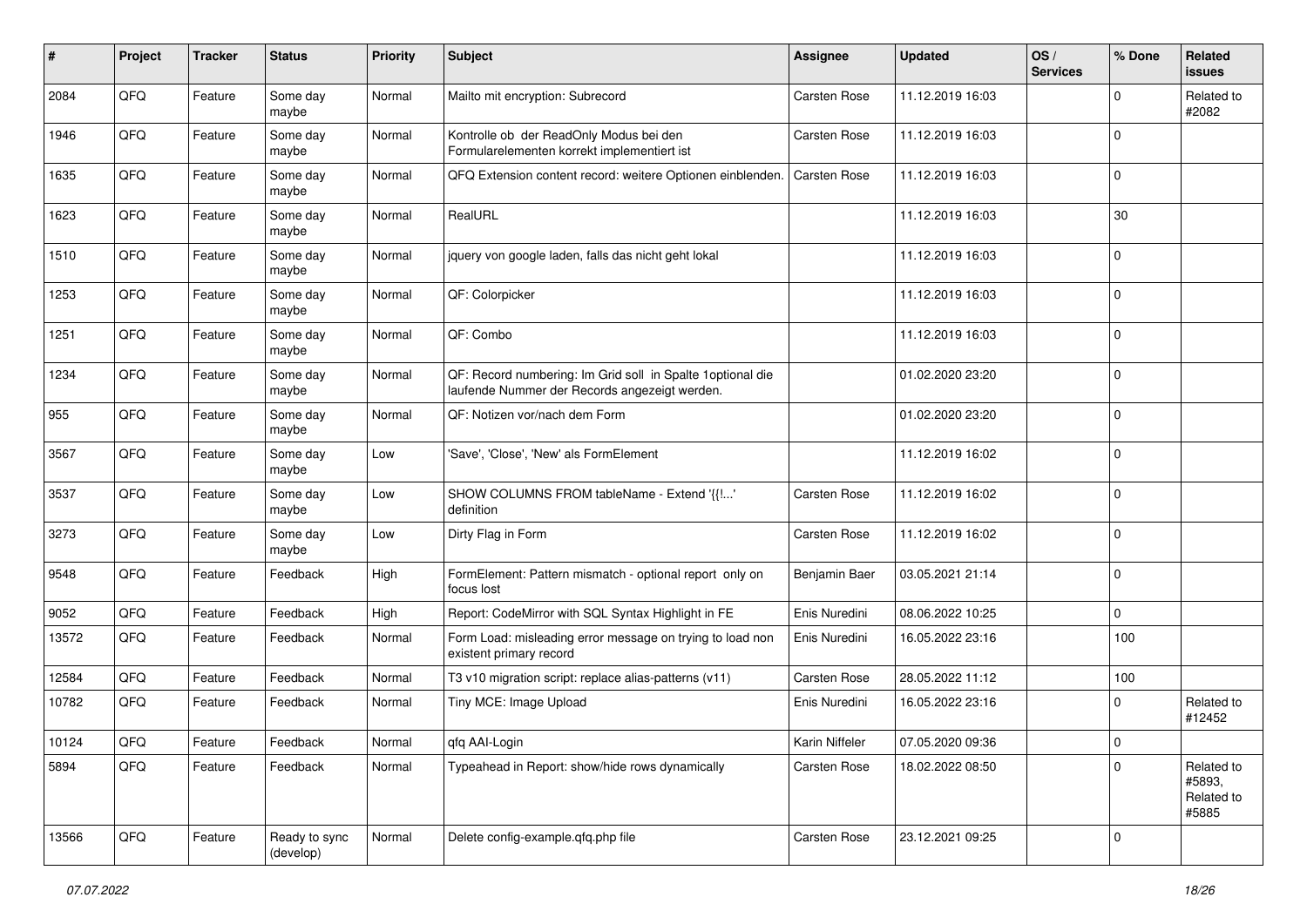| # | Project | Tracker | Status | Priority | Subject | Assignee | Updated | OS / Services | % Done | Related issues |
|---|---|---|---|---|---|---|---|---|---|---|
| 2084 | QFQ | Feature | Some day maybe | Normal | Mailto mit encryption: Subrecord | Carsten Rose | 11.12.2019 16:03 | | 0 | Related to #2082 |
| 1946 | QFQ | Feature | Some day maybe | Normal | Kontrolle ob der ReadOnly Modus bei den Formularelementen korrekt implementiert ist | Carsten Rose | 11.12.2019 16:03 | | 0 | |
| 1635 | QFQ | Feature | Some day maybe | Normal | QFQ Extension content record: weitere Optionen einblenden. | Carsten Rose | 11.12.2019 16:03 | | 0 | |
| 1623 | QFQ | Feature | Some day maybe | Normal | RealURL | | 11.12.2019 16:03 | | 30 | |
| 1510 | QFQ | Feature | Some day maybe | Normal | jquery von google laden, falls das nicht geht lokal | | 11.12.2019 16:03 | | 0 | |
| 1253 | QFQ | Feature | Some day maybe | Normal | QF: Colorpicker | | 11.12.2019 16:03 | | 0 | |
| 1251 | QFQ | Feature | Some day maybe | Normal | QF: Combo | | 11.12.2019 16:03 | | 0 | |
| 1234 | QFQ | Feature | Some day maybe | Normal | QF: Record numbering: Im Grid soll in Spalte 1optional die laufende Nummer der Records angezeigt werden. | | 01.02.2020 23:20 | | 0 | |
| 955 | QFQ | Feature | Some day maybe | Normal | QF: Notizen vor/nach dem Form | | 01.02.2020 23:20 | | 0 | |
| 3567 | QFQ | Feature | Some day maybe | Low | 'Save', 'Close', 'New' als FormElement | | 11.12.2019 16:02 | | 0 | |
| 3537 | QFQ | Feature | Some day maybe | Low | SHOW COLUMNS FROM tableName - Extend '{{!...' definition | Carsten Rose | 11.12.2019 16:02 | | 0 | |
| 3273 | QFQ | Feature | Some day maybe | Low | Dirty Flag in Form | Carsten Rose | 11.12.2019 16:02 | | 0 | |
| 9548 | QFQ | Feature | Feedback | High | FormElement: Pattern mismatch - optional report only on focus lost | Benjamin Baer | 03.05.2021 21:14 | | 0 | |
| 9052 | QFQ | Feature | Feedback | High | Report: CodeMirror with SQL Syntax Highlight in FE | Enis Nuredini | 08.06.2022 10:25 | | 0 | |
| 13572 | QFQ | Feature | Feedback | Normal | Form Load: misleading error message on trying to load non existent primary record | Enis Nuredini | 16.05.2022 23:16 | | 100 | |
| 12584 | QFQ | Feature | Feedback | Normal | T3 v10 migration script: replace alias-patterns (v11) | Carsten Rose | 28.05.2022 11:12 | | 100 | |
| 10782 | QFQ | Feature | Feedback | Normal | Tiny MCE: Image Upload | Enis Nuredini | 16.05.2022 23:16 | | 0 | Related to #12452 |
| 10124 | QFQ | Feature | Feedback | Normal | qfq AAI-Login | Karin Niffeler | 07.05.2020 09:36 | | 0 | |
| 5894 | QFQ | Feature | Feedback | Normal | Typeahead in Report: show/hide rows dynamically | Carsten Rose | 18.02.2022 08:50 | | 0 | Related to #5893, Related to #5885 |
| 13566 | QFQ | Feature | Ready to sync (develop) | Normal | Delete config-example.qfq.php file | Carsten Rose | 23.12.2021 09:25 | | 0 | |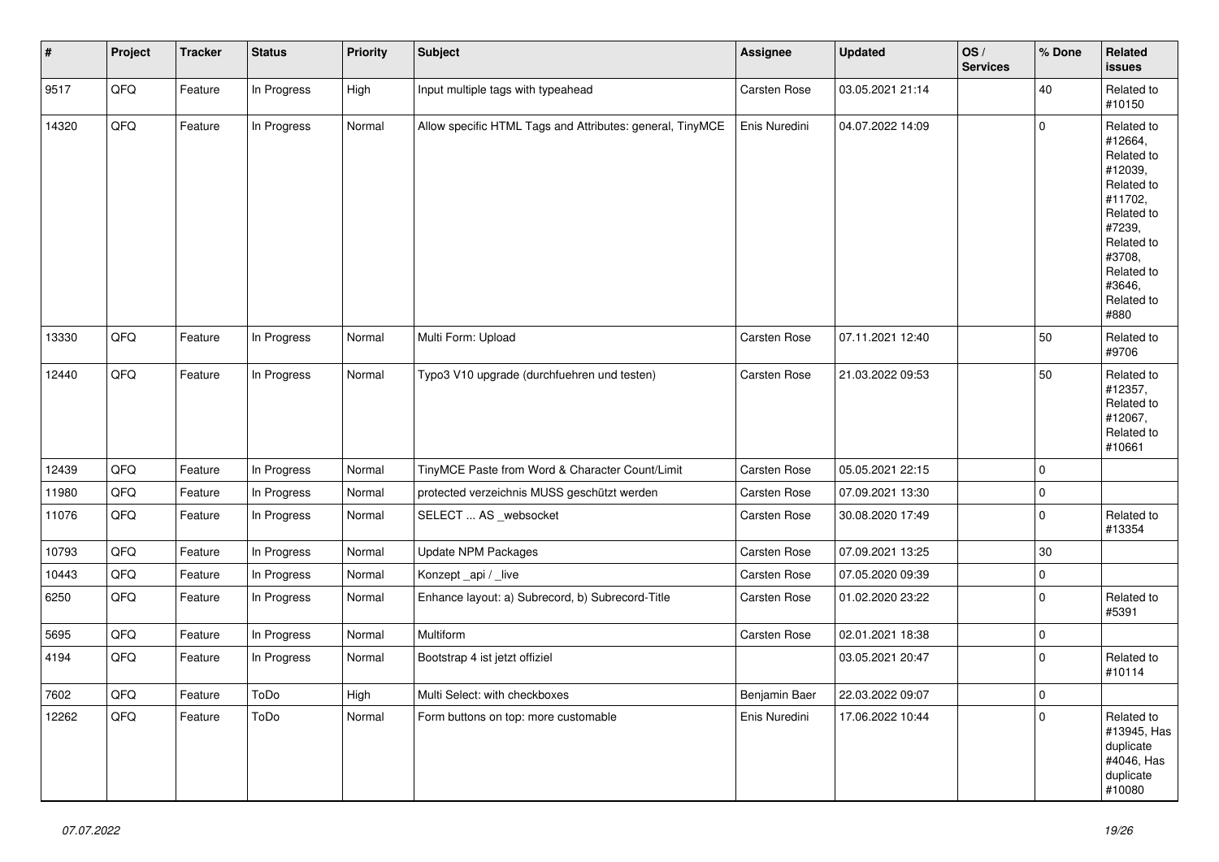| # | Project | Tracker | Status | Priority | Subject | Assignee | Updated | OS / Services | % Done | Related issues |
|---|---|---|---|---|---|---|---|---|---|---|
| 9517 | QFQ | Feature | In Progress | High | Input multiple tags with typeahead | Carsten Rose | 03.05.2021 21:14 | | 40 | Related to #10150 |
| 14320 | QFQ | Feature | In Progress | Normal | Allow specific HTML Tags and Attributes: general, TinyMCE | Enis Nuredini | 04.07.2022 14:09 | | 0 | Related to #12664, Related to #12039, Related to #11702, Related to #7239, Related to #3708, Related to #3646, Related to #880 |
| 13330 | QFQ | Feature | In Progress | Normal | Multi Form: Upload | Carsten Rose | 07.11.2021 12:40 | | 50 | Related to #9706 |
| 12440 | QFQ | Feature | In Progress | Normal | Typo3 V10 upgrade (durchfuehren und testen) | Carsten Rose | 21.03.2022 09:53 | | 50 | Related to #12357, Related to #12067, Related to #10661 |
| 12439 | QFQ | Feature | In Progress | Normal | TinyMCE Paste from Word & Character Count/Limit | Carsten Rose | 05.05.2021 22:15 | | 0 | |
| 11980 | QFQ | Feature | In Progress | Normal | protected verzeichnis MUSS geschützt werden | Carsten Rose | 07.09.2021 13:30 | | 0 | |
| 11076 | QFQ | Feature | In Progress | Normal | SELECT ... AS _websocket | Carsten Rose | 30.08.2020 17:49 | | 0 | Related to #13354 |
| 10793 | QFQ | Feature | In Progress | Normal | Update NPM Packages | Carsten Rose | 07.09.2021 13:25 | | 30 | |
| 10443 | QFQ | Feature | In Progress | Normal | Konzept _api / _live | Carsten Rose | 07.05.2020 09:39 | | 0 | |
| 6250 | QFQ | Feature | In Progress | Normal | Enhance layout: a) Subrecord, b) Subrecord-Title | Carsten Rose | 01.02.2020 23:22 | | 0 | Related to #5391 |
| 5695 | QFQ | Feature | In Progress | Normal | Multiform | Carsten Rose | 02.01.2021 18:38 | | 0 | |
| 4194 | QFQ | Feature | In Progress | Normal | Bootstrap 4 ist jetzt offiziel | | 03.05.2021 20:47 | | 0 | Related to #10114 |
| 7602 | QFQ | Feature | ToDo | High | Multi Select: with checkboxes | Benjamin Baer | 22.03.2022 09:07 | | 0 | |
| 12262 | QFQ | Feature | ToDo | Normal | Form buttons on top: more customable | Enis Nuredini | 17.06.2022 10:44 | | 0 | Related to #13945, Has duplicate #4046, Has duplicate #10080 |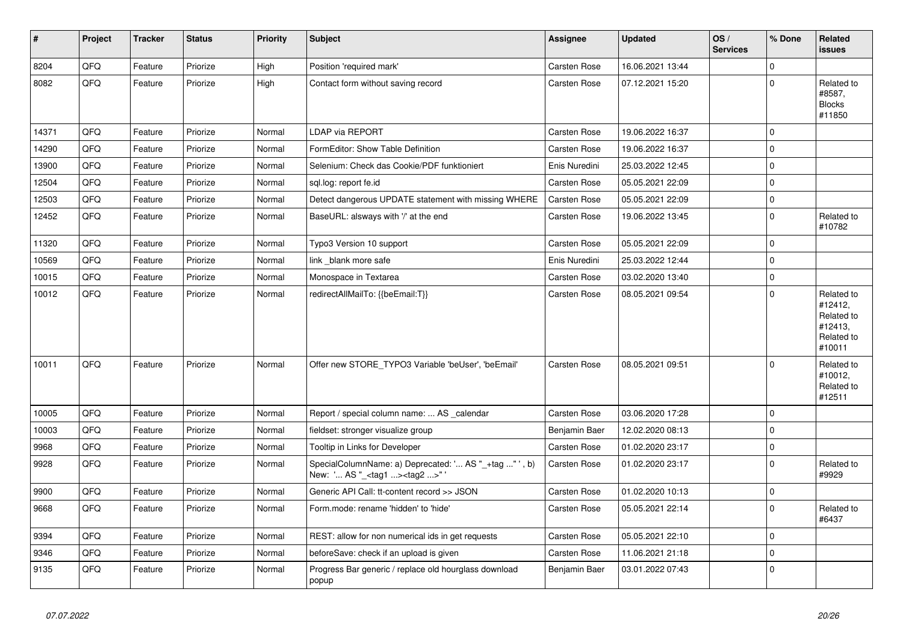| # | Project | Tracker | Status | Priority | Subject | Assignee | Updated | OS / Services | % Done | Related issues |
|---|---|---|---|---|---|---|---|---|---|---|
| 8204 | QFQ | Feature | Priorize | High | Position 'required mark' | Carsten Rose | 16.06.2021 13:44 | | 0 | |
| 8082 | QFQ | Feature | Priorize | High | Contact form without saving record | Carsten Rose | 07.12.2021 15:20 | | 0 | Related to #8587, Blocks #11850 |
| 14371 | QFQ | Feature | Priorize | Normal | LDAP via REPORT | Carsten Rose | 19.06.2022 16:37 | | 0 | |
| 14290 | QFQ | Feature | Priorize | Normal | FormEditor: Show Table Definition | Carsten Rose | 19.06.2022 16:37 | | 0 | |
| 13900 | QFQ | Feature | Priorize | Normal | Selenium: Check das Cookie/PDF funktioniert | Enis Nuredini | 25.03.2022 12:45 | | 0 | |
| 12504 | QFQ | Feature | Priorize | Normal | sql.log: report fe.id | Carsten Rose | 05.05.2021 22:09 | | 0 | |
| 12503 | QFQ | Feature | Priorize | Normal | Detect dangerous UPDATE statement with missing WHERE | Carsten Rose | 05.05.2021 22:09 | | 0 | |
| 12452 | QFQ | Feature | Priorize | Normal | BaseURL: alsways with '/' at the end | Carsten Rose | 19.06.2022 13:45 | | 0 | Related to #10782 |
| 11320 | QFQ | Feature | Priorize | Normal | Typo3 Version 10 support | Carsten Rose | 05.05.2021 22:09 | | 0 | |
| 10569 | QFQ | Feature | Priorize | Normal | link _blank more safe | Enis Nuredini | 25.03.2022 12:44 | | 0 | |
| 10015 | QFQ | Feature | Priorize | Normal | Monospace in Textarea | Carsten Rose | 03.02.2020 13:40 | | 0 | |
| 10012 | QFQ | Feature | Priorize | Normal | redirectAllMailTo: {{beEmail:T}} | Carsten Rose | 08.05.2021 09:54 | | 0 | Related to #12412, Related to #12413, Related to #10011 |
| 10011 | QFQ | Feature | Priorize | Normal | Offer new STORE_TYPO3 Variable 'beUser', 'beEmail' | Carsten Rose | 08.05.2021 09:51 | | 0 | Related to #10012, Related to #12511 |
| 10005 | QFQ | Feature | Priorize | Normal | Report / special column name: ... AS _calendar | Carsten Rose | 03.06.2020 17:28 | | 0 | |
| 10003 | QFQ | Feature | Priorize | Normal | fieldset: stronger visualize group | Benjamin Baer | 12.02.2020 08:13 | | 0 | |
| 9968 | QFQ | Feature | Priorize | Normal | Tooltip in Links for Developer | Carsten Rose | 01.02.2020 23:17 | | 0 | |
| 9928 | QFQ | Feature | Priorize | Normal | SpecialColumnName: a) Deprecated: '... AS "_+tag ..." ', b) New: '... AS "_<tag1 ...><tag2 ...>" ' | Carsten Rose | 01.02.2020 23:17 | | 0 | Related to #9929 |
| 9900 | QFQ | Feature | Priorize | Normal | Generic API Call: tt-content record >> JSON | Carsten Rose | 01.02.2020 10:13 | | 0 | |
| 9668 | QFQ | Feature | Priorize | Normal | Form.mode: rename 'hidden' to 'hide' | Carsten Rose | 05.05.2021 22:14 | | 0 | Related to #6437 |
| 9394 | QFQ | Feature | Priorize | Normal | REST: allow for non numerical ids in get requests | Carsten Rose | 05.05.2021 22:10 | | 0 | |
| 9346 | QFQ | Feature | Priorize | Normal | beforeSave: check if an upload is given | Carsten Rose | 11.06.2021 21:18 | | 0 | |
| 9135 | QFQ | Feature | Priorize | Normal | Progress Bar generic / replace old hourglass download popup | Benjamin Baer | 03.01.2022 07:43 | | 0 | |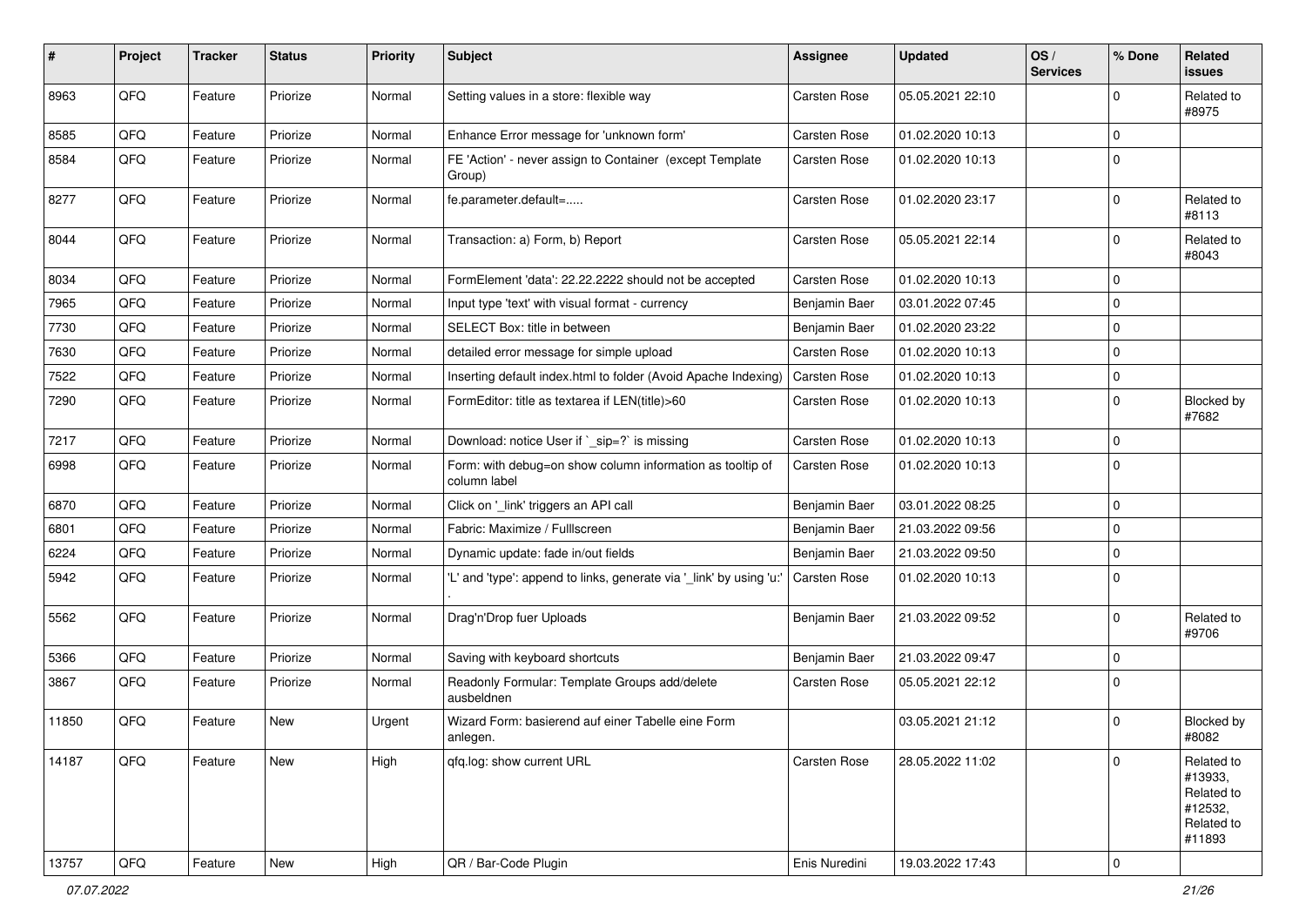| # | Project | Tracker | Status | Priority | Subject | Assignee | Updated | OS / Services | % Done | Related issues |
|---|---|---|---|---|---|---|---|---|---|---|
| 8963 | QFQ | Feature | Priorize | Normal | Setting values in a store: flexible way | Carsten Rose | 05.05.2021 22:10 | | 0 | Related to #8975 |
| 8585 | QFQ | Feature | Priorize | Normal | Enhance Error message for 'unknown form' | Carsten Rose | 01.02.2020 10:13 | | 0 | |
| 8584 | QFQ | Feature | Priorize | Normal | FE 'Action' - never assign to Container (except Template Group) | Carsten Rose | 01.02.2020 10:13 | | 0 | |
| 8277 | QFQ | Feature | Priorize | Normal | fe.parameter.default=..... | Carsten Rose | 01.02.2020 23:17 | | 0 | Related to #8113 |
| 8044 | QFQ | Feature | Priorize | Normal | Transaction: a) Form, b) Report | Carsten Rose | 05.05.2021 22:14 | | 0 | Related to #8043 |
| 8034 | QFQ | Feature | Priorize | Normal | FormElement 'data': 22.22.2222 should not be accepted | Carsten Rose | 01.02.2020 10:13 | | 0 | |
| 7965 | QFQ | Feature | Priorize | Normal | Input type 'text' with visual format - currency | Benjamin Baer | 03.01.2022 07:45 | | 0 | |
| 7730 | QFQ | Feature | Priorize | Normal | SELECT Box: title in between | Benjamin Baer | 01.02.2020 23:22 | | 0 | |
| 7630 | QFQ | Feature | Priorize | Normal | detailed error message for simple upload | Carsten Rose | 01.02.2020 10:13 | | 0 | |
| 7522 | QFQ | Feature | Priorize | Normal | Inserting default index.html to folder (Avoid Apache Indexing) | Carsten Rose | 01.02.2020 10:13 | | 0 | |
| 7290 | QFQ | Feature | Priorize | Normal | FormEditor: title as textarea if LEN(title)>60 | Carsten Rose | 01.02.2020 10:13 | | 0 | Blocked by #7682 |
| 7217 | QFQ | Feature | Priorize | Normal | Download: notice User if `_sip=?` is missing | Carsten Rose | 01.02.2020 10:13 | | 0 | |
| 6998 | QFQ | Feature | Priorize | Normal | Form: with debug=on show column information as tooltip of column label | Carsten Rose | 01.02.2020 10:13 | | 0 | |
| 6870 | QFQ | Feature | Priorize | Normal | Click on '_link' triggers an API call | Benjamin Baer | 03.01.2022 08:25 | | 0 | |
| 6801 | QFQ | Feature | Priorize | Normal | Fabric: Maximize / FullIscreen | Benjamin Baer | 21.03.2022 09:56 | | 0 | |
| 6224 | QFQ | Feature | Priorize | Normal | Dynamic update: fade in/out fields | Benjamin Baer | 21.03.2022 09:50 | | 0 | |
| 5942 | QFQ | Feature | Priorize | Normal | 'L' and 'type': append to links, generate via '_link' by using 'u:' . | Carsten Rose | 01.02.2020 10:13 | | 0 | |
| 5562 | QFQ | Feature | Priorize | Normal | Drag'n'Drop fuer Uploads | Benjamin Baer | 21.03.2022 09:52 | | 0 | Related to #9706 |
| 5366 | QFQ | Feature | Priorize | Normal | Saving with keyboard shortcuts | Benjamin Baer | 21.03.2022 09:47 | | 0 | |
| 3867 | QFQ | Feature | Priorize | Normal | Readonly Formular: Template Groups add/delete ausbeldnen | Carsten Rose | 05.05.2021 22:12 | | 0 | |
| 11850 | QFQ | Feature | New | Urgent | Wizard Form: basierend auf einer Tabelle eine Form anlegen. | | 03.05.2021 21:12 | | 0 | Blocked by #8082 |
| 14187 | QFQ | Feature | New | High | qfq.log: show current URL | Carsten Rose | 28.05.2022 11:02 | | 0 | Related to #13933, Related to #12532, Related to #11893 |
| 13757 | QFQ | Feature | New | High | QR / Bar-Code Plugin | Enis Nuredini | 19.03.2022 17:43 | | 0 | |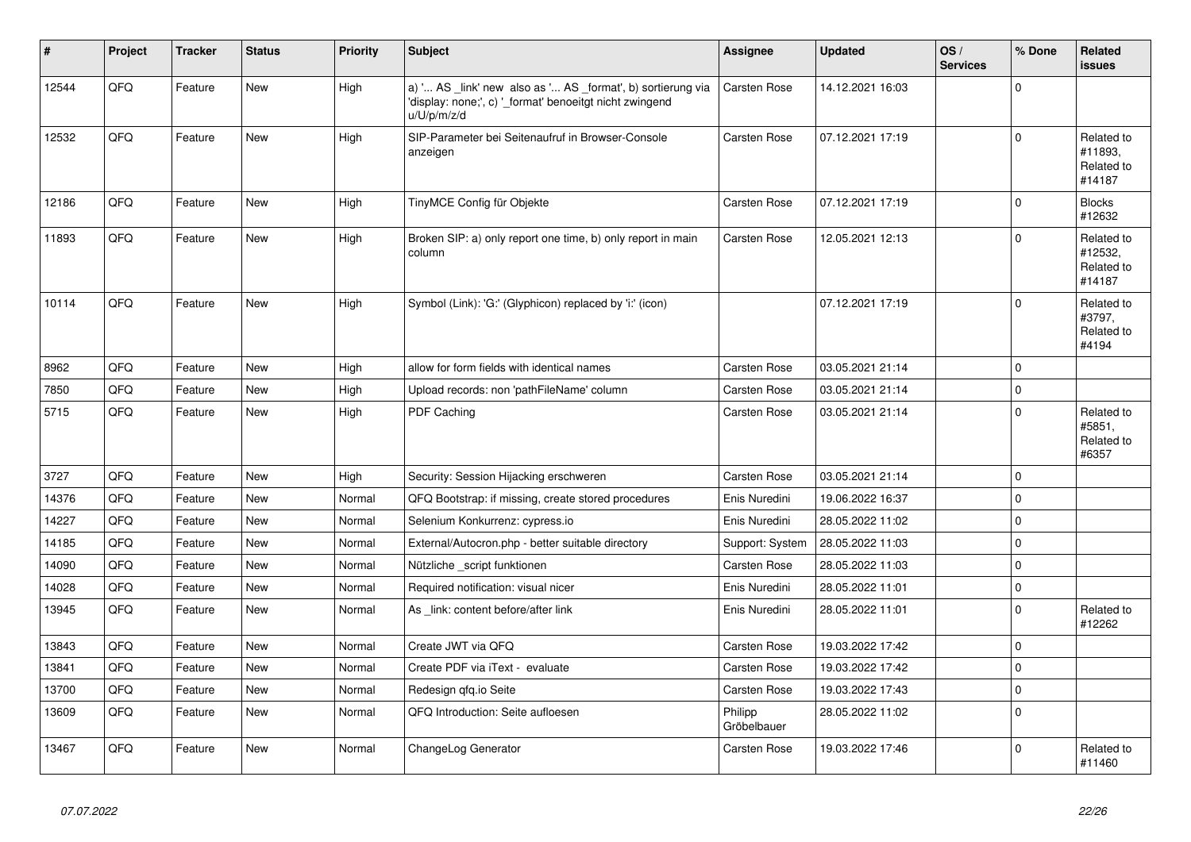| # | Project | Tracker | Status | Priority | Subject | Assignee | Updated | OS / Services | % Done | Related issues |
|---|---|---|---|---|---|---|---|---|---|---|
| 12544 | QFQ | Feature | New | High | a) '... AS _link' new also as '... AS _format', b) sortierung via 'display: none;', c) '_format' benoeitgt nicht zwingend u/U/p/m/z/d | Carsten Rose | 14.12.2021 16:03 | | 0 | |
| 12532 | QFQ | Feature | New | High | SIP-Parameter bei Seitenaufruf in Browser-Console anzeigen | Carsten Rose | 07.12.2021 17:19 | | 0 | Related to #11893, Related to #14187 |
| 12186 | QFQ | Feature | New | High | TinyMCE Config für Objekte | Carsten Rose | 07.12.2021 17:19 | | 0 | Blocks #12632 |
| 11893 | QFQ | Feature | New | High | Broken SIP: a) only report one time, b) only report in main column | Carsten Rose | 12.05.2021 12:13 | | 0 | Related to #12532, Related to #14187 |
| 10114 | QFQ | Feature | New | High | Symbol (Link): 'G:' (Glyphicon) replaced by 'i:' (icon) | | 07.12.2021 17:19 | | 0 | Related to #3797, Related to #4194 |
| 8962 | QFQ | Feature | New | High | allow for form fields with identical names | Carsten Rose | 03.05.2021 21:14 | | 0 | |
| 7850 | QFQ | Feature | New | High | Upload records: non 'pathFileName' column | Carsten Rose | 03.05.2021 21:14 | | 0 | |
| 5715 | QFQ | Feature | New | High | PDF Caching | Carsten Rose | 03.05.2021 21:14 | | 0 | Related to #5851, Related to #6357 |
| 3727 | QFQ | Feature | New | High | Security: Session Hijacking erschweren | Carsten Rose | 03.05.2021 21:14 | | 0 | |
| 14376 | QFQ | Feature | New | Normal | QFQ Bootstrap: if missing, create stored procedures | Enis Nuredini | 19.06.2022 16:37 | | 0 | |
| 14227 | QFQ | Feature | New | Normal | Selenium Konkurrenz: cypress.io | Enis Nuredini | 28.05.2022 11:02 | | 0 | |
| 14185 | QFQ | Feature | New | Normal | External/Autocron.php - better suitable directory | Support: System | 28.05.2022 11:03 | | 0 | |
| 14090 | QFQ | Feature | New | Normal | Nützliche _script funktionen | Carsten Rose | 28.05.2022 11:03 | | 0 | |
| 14028 | QFQ | Feature | New | Normal | Required notification: visual nicer | Enis Nuredini | 28.05.2022 11:01 | | 0 | |
| 13945 | QFQ | Feature | New | Normal | As _link: content before/after link | Enis Nuredini | 28.05.2022 11:01 | | 0 | Related to #12262 |
| 13843 | QFQ | Feature | New | Normal | Create JWT via QFQ | Carsten Rose | 19.03.2022 17:42 | | 0 | |
| 13841 | QFQ | Feature | New | Normal | Create PDF via iText - evaluate | Carsten Rose | 19.03.2022 17:42 | | 0 | |
| 13700 | QFQ | Feature | New | Normal | Redesign qfq.io Seite | Carsten Rose | 19.03.2022 17:43 | | 0 | |
| 13609 | QFQ | Feature | New | Normal | QFQ Introduction: Seite aufloesen | Philipp Gröbelbauer | 28.05.2022 11:02 | | 0 | |
| 13467 | QFQ | Feature | New | Normal | ChangeLog Generator | Carsten Rose | 19.03.2022 17:46 | | 0 | Related to #11460 |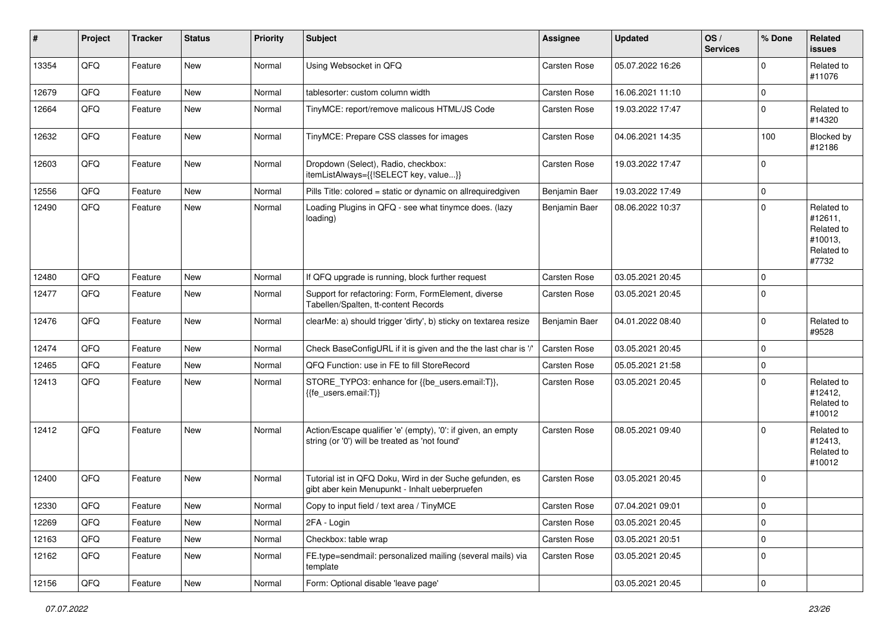| # | Project | Tracker | Status | Priority | Subject | Assignee | Updated | OS / Services | % Done | Related issues |
|---|---|---|---|---|---|---|---|---|---|---|
| 13354 | QFQ | Feature | New | Normal | Using Websocket in QFQ | Carsten Rose | 05.07.2022 16:26 | | 0 | Related to #11076 |
| 12679 | QFQ | Feature | New | Normal | tablesorter: custom column width | Carsten Rose | 16.06.2021 11:10 | | 0 | |
| 12664 | QFQ | Feature | New | Normal | TinyMCE: report/remove malicous HTML/JS Code | Carsten Rose | 19.03.2022 17:47 | | 0 | Related to #14320 |
| 12632 | QFQ | Feature | New | Normal | TinyMCE: Prepare CSS classes for images | Carsten Rose | 04.06.2021 14:35 | | 100 | Blocked by #12186 |
| 12603 | QFQ | Feature | New | Normal | Dropdown (Select), Radio, checkbox: itemListAlways={{!SELECT key, value...}} | Carsten Rose | 19.03.2022 17:47 | | 0 | |
| 12556 | QFQ | Feature | New | Normal | Pills Title: colored = static or dynamic on allrequiredgiven | Benjamin Baer | 19.03.2022 17:49 | | 0 | |
| 12490 | QFQ | Feature | New | Normal | Loading Plugins in QFQ - see what tinymce does. (lazy loading) | Benjamin Baer | 08.06.2022 10:37 | | 0 | Related to #12611, Related to #10013, Related to #7732 |
| 12480 | QFQ | Feature | New | Normal | If QFQ upgrade is running, block further request | Carsten Rose | 03.05.2021 20:45 | | 0 | |
| 12477 | QFQ | Feature | New | Normal | Support for refactoring: Form, FormElement, diverse Tabellen/Spalten, tt-content Records | Carsten Rose | 03.05.2021 20:45 | | 0 | |
| 12476 | QFQ | Feature | New | Normal | clearMe: a) should trigger 'dirty', b) sticky on textarea resize | Benjamin Baer | 04.01.2022 08:40 | | 0 | Related to #9528 |
| 12474 | QFQ | Feature | New | Normal | Check BaseConfigURL if it is given and the the last char is '/' | Carsten Rose | 03.05.2021 20:45 | | 0 | |
| 12465 | QFQ | Feature | New | Normal | QFQ Function: use in FE to fill StoreRecord | Carsten Rose | 05.05.2021 21:58 | | 0 | |
| 12413 | QFQ | Feature | New | Normal | STORE_TYPO3: enhance for {{be_users.email:T}}, {{fe_users.email:T}} | Carsten Rose | 03.05.2021 20:45 | | 0 | Related to #12412, Related to #10012 |
| 12412 | QFQ | Feature | New | Normal | Action/Escape qualifier 'e' (empty), '0': if given, an empty string (or '0') will be treated as 'not found' | Carsten Rose | 08.05.2021 09:40 | | 0 | Related to #12413, Related to #10012 |
| 12400 | QFQ | Feature | New | Normal | Tutorial ist in QFQ Doku, Wird in der Suche gefunden, es gibt aber kein Menupunkt - Inhalt ueberpruefen | Carsten Rose | 03.05.2021 20:45 | | 0 | |
| 12330 | QFQ | Feature | New | Normal | Copy to input field / text area / TinyMCE | Carsten Rose | 07.04.2021 09:01 | | 0 | |
| 12269 | QFQ | Feature | New | Normal | 2FA - Login | Carsten Rose | 03.05.2021 20:45 | | 0 | |
| 12163 | QFQ | Feature | New | Normal | Checkbox: table wrap | Carsten Rose | 03.05.2021 20:51 | | 0 | |
| 12162 | QFQ | Feature | New | Normal | FE.type=sendmail: personalized mailing (several mails) via template | Carsten Rose | 03.05.2021 20:45 | | 0 | |
| 12156 | QFQ | Feature | New | Normal | Form: Optional disable 'leave page' | | 03.05.2021 20:45 | | 0 | |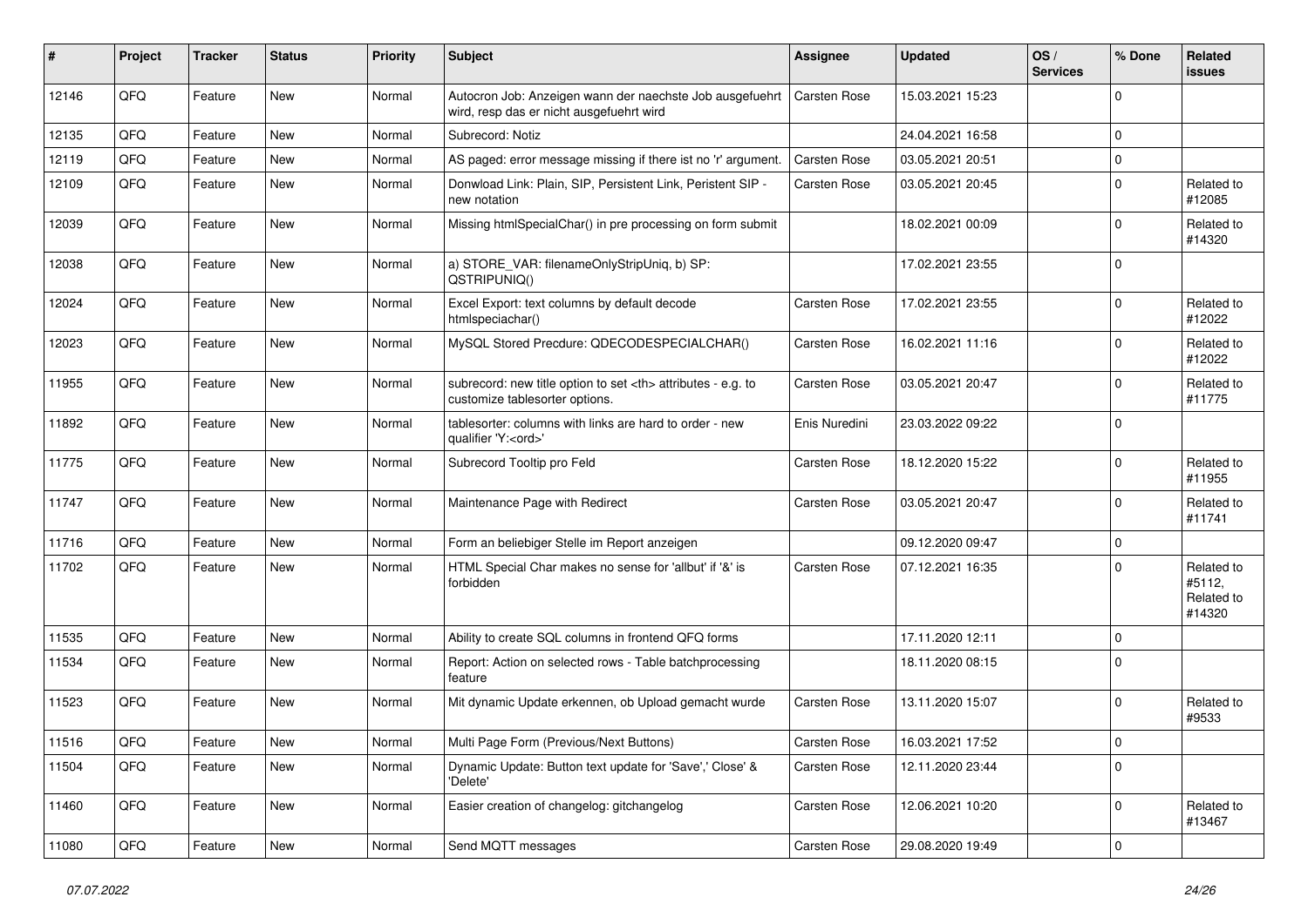| # | Project | Tracker | Status | Priority | Subject | Assignee | Updated | OS / Services | % Done | Related issues |
|---|---|---|---|---|---|---|---|---|---|---|
| 12146 | QFQ | Feature | New | Normal | Autocron Job: Anzeigen wann der naechste Job ausgefuehrt wird, resp das er nicht ausgefuehrt wird | Carsten Rose | 15.03.2021 15:23 | | 0 | |
| 12135 | QFQ | Feature | New | Normal | Subrecord: Notiz | | 24.04.2021 16:58 | | 0 | |
| 12119 | QFQ | Feature | New | Normal | AS paged: error message missing if there ist no 'r' argument. | Carsten Rose | 03.05.2021 20:51 | | 0 | |
| 12109 | QFQ | Feature | New | Normal | Donwload Link: Plain, SIP, Persistent Link, Peristent SIP - new notation | Carsten Rose | 03.05.2021 20:45 | | 0 | Related to #12085 |
| 12039 | QFQ | Feature | New | Normal | Missing htmlSpecialChar() in pre processing on form submit | | 18.02.2021 00:09 | | 0 | Related to #14320 |
| 12038 | QFQ | Feature | New | Normal | a) STORE_VAR: filenameOnlyStripUniq, b) SP: QSTRIPUNIQ() | | 17.02.2021 23:55 | | 0 | |
| 12024 | QFQ | Feature | New | Normal | Excel Export: text columns by default decode htmlspeciachar() | Carsten Rose | 17.02.2021 23:55 | | 0 | Related to #12022 |
| 12023 | QFQ | Feature | New | Normal | MySQL Stored Precdure: QDECODESPECIALCHAR() | Carsten Rose | 16.02.2021 11:16 | | 0 | Related to #12022 |
| 11955 | QFQ | Feature | New | Normal | subrecord: new title option to set <th> attributes - e.g. to customize tablesorter options. | Carsten Rose | 03.05.2021 20:47 | | 0 | Related to #11775 |
| 11892 | QFQ | Feature | New | Normal | tablesorter: columns with links are hard to order - new qualifier 'Y:<ord>' | Enis Nuredini | 23.03.2022 09:22 | | 0 | |
| 11775 | QFQ | Feature | New | Normal | Subrecord Tooltip pro Feld | Carsten Rose | 18.12.2020 15:22 | | 0 | Related to #11955 |
| 11747 | QFQ | Feature | New | Normal | Maintenance Page with Redirect | Carsten Rose | 03.05.2021 20:47 | | 0 | Related to #11741 |
| 11716 | QFQ | Feature | New | Normal | Form an beliebiger Stelle im Report anzeigen | | 09.12.2020 09:47 | | 0 | |
| 11702 | QFQ | Feature | New | Normal | HTML Special Char makes no sense for 'allbut' if '&' is forbidden | Carsten Rose | 07.12.2021 16:35 | | 0 | Related to #5112, Related to #14320 |
| 11535 | QFQ | Feature | New | Normal | Ability to create SQL columns in frontend QFQ forms | | 17.11.2020 12:11 | | 0 | |
| 11534 | QFQ | Feature | New | Normal | Report: Action on selected rows - Table batchprocessing feature | | 18.11.2020 08:15 | | 0 | |
| 11523 | QFQ | Feature | New | Normal | Mit dynamic Update erkennen, ob Upload gemacht wurde | Carsten Rose | 13.11.2020 15:07 | | 0 | Related to #9533 |
| 11516 | QFQ | Feature | New | Normal | Multi Page Form (Previous/Next Buttons) | Carsten Rose | 16.03.2021 17:52 | | 0 | |
| 11504 | QFQ | Feature | New | Normal | Dynamic Update: Button text update for 'Save',' Close' & 'Delete' | Carsten Rose | 12.11.2020 23:44 | | 0 | |
| 11460 | QFQ | Feature | New | Normal | Easier creation of changelog: gitchangelog | Carsten Rose | 12.06.2021 10:20 | | 0 | Related to #13467 |
| 11080 | QFQ | Feature | New | Normal | Send MQTT messages | Carsten Rose | 29.08.2020 19:49 | | 0 | |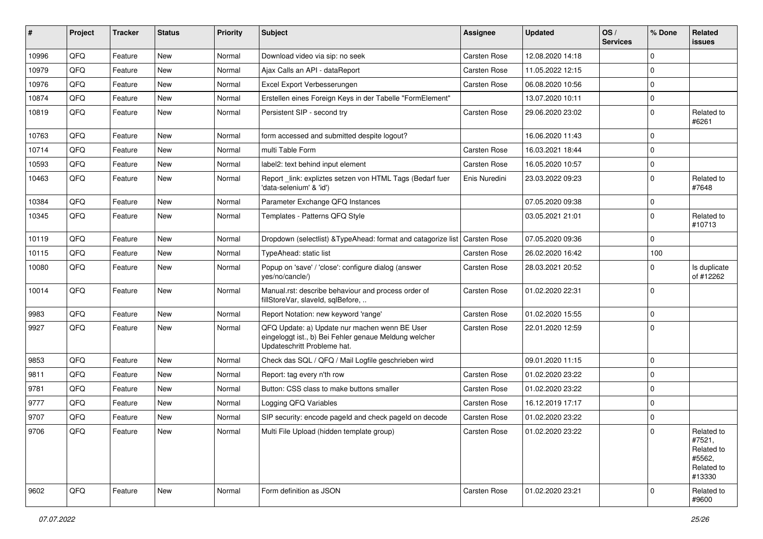| # | Project | Tracker | Status | Priority | Subject | Assignee | Updated | OS / Services | % Done | Related issues |
|---|---|---|---|---|---|---|---|---|---|---|
| 10996 | QFQ | Feature | New | Normal | Download video via sip: no seek | Carsten Rose | 12.08.2020 14:18 | | 0 | |
| 10979 | QFQ | Feature | New | Normal | Ajax Calls an API - dataReport | Carsten Rose | 11.05.2022 12:15 | | 0 | |
| 10976 | QFQ | Feature | New | Normal | Excel Export Verbesserungen | Carsten Rose | 06.08.2020 10:56 | | 0 | |
| 10874 | QFQ | Feature | New | Normal | Erstellen eines Foreign Keys in der Tabelle "FormElement" | | 13.07.2020 10:11 | | 0 | |
| 10819 | QFQ | Feature | New | Normal | Persistent SIP - second try | Carsten Rose | 29.06.2020 23:02 | | 0 | Related to #6261 |
| 10763 | QFQ | Feature | New | Normal | form accessed and submitted despite logout? | | 16.06.2020 11:43 | | 0 | |
| 10714 | QFQ | Feature | New | Normal | multi Table Form | Carsten Rose | 16.03.2021 18:44 | | 0 | |
| 10593 | QFQ | Feature | New | Normal | label2: text behind input element | Carsten Rose | 16.05.2020 10:57 | | 0 | |
| 10463 | QFQ | Feature | New | Normal | Report _link: expliztes setzen von HTML Tags (Bedarf fuer 'data-selenium' & 'id') | Enis Nuredini | 23.03.2022 09:23 | | 0 | Related to #7648 |
| 10384 | QFQ | Feature | New | Normal | Parameter Exchange QFQ Instances | | 07.05.2020 09:38 | | 0 | |
| 10345 | QFQ | Feature | New | Normal | Templates - Patterns QFQ Style | | 03.05.2021 21:01 | | 0 | Related to #10713 |
| 10119 | QFQ | Feature | New | Normal | Dropdown (selectlist) &TypeAhead: format and catagorize list | Carsten Rose | 07.05.2020 09:36 | | 0 | |
| 10115 | QFQ | Feature | New | Normal | TypeAhead: static list | Carsten Rose | 26.02.2020 16:42 | | 100 | |
| 10080 | QFQ | Feature | New | Normal | Popup on 'save' / 'close': configure dialog (answer yes/no/cancle/) | Carsten Rose | 28.03.2021 20:52 | | 0 | Is duplicate of #12262 |
| 10014 | QFQ | Feature | New | Normal | Manual.rst: describe behaviour and process order of fillStoreVar, slaveId, sqlBefore, .. | Carsten Rose | 01.02.2020 22:31 | | 0 | |
| 9983 | QFQ | Feature | New | Normal | Report Notation: new keyword 'range' | Carsten Rose | 01.02.2020 15:55 | | 0 | |
| 9927 | QFQ | Feature | New | Normal | QFQ Update: a) Update nur machen wenn BE User eingeloggt ist., b) Bei Fehler genaue Meldung welcher Updateschritt Probleme hat. | Carsten Rose | 22.01.2020 12:59 | | 0 | |
| 9853 | QFQ | Feature | New | Normal | Check das SQL / QFQ / Mail Logfile geschrieben wird | | 09.01.2020 11:15 | | 0 | |
| 9811 | QFQ | Feature | New | Normal | Report: tag every n'th row | Carsten Rose | 01.02.2020 23:22 | | 0 | |
| 9781 | QFQ | Feature | New | Normal | Button: CSS class to make buttons smaller | Carsten Rose | 01.02.2020 23:22 | | 0 | |
| 9777 | QFQ | Feature | New | Normal | Logging QFQ Variables | Carsten Rose | 16.12.2019 17:17 | | 0 | |
| 9707 | QFQ | Feature | New | Normal | SIP security: encode pageId and check pageId on decode | Carsten Rose | 01.02.2020 23:22 | | 0 | |
| 9706 | QFQ | Feature | New | Normal | Multi File Upload (hidden template group) | Carsten Rose | 01.02.2020 23:22 | | 0 | Related to #7521, Related to #5562, Related to #13330 |
| 9602 | QFQ | Feature | New | Normal | Form definition as JSON | Carsten Rose | 01.02.2020 23:21 | | 0 | Related to #9600 |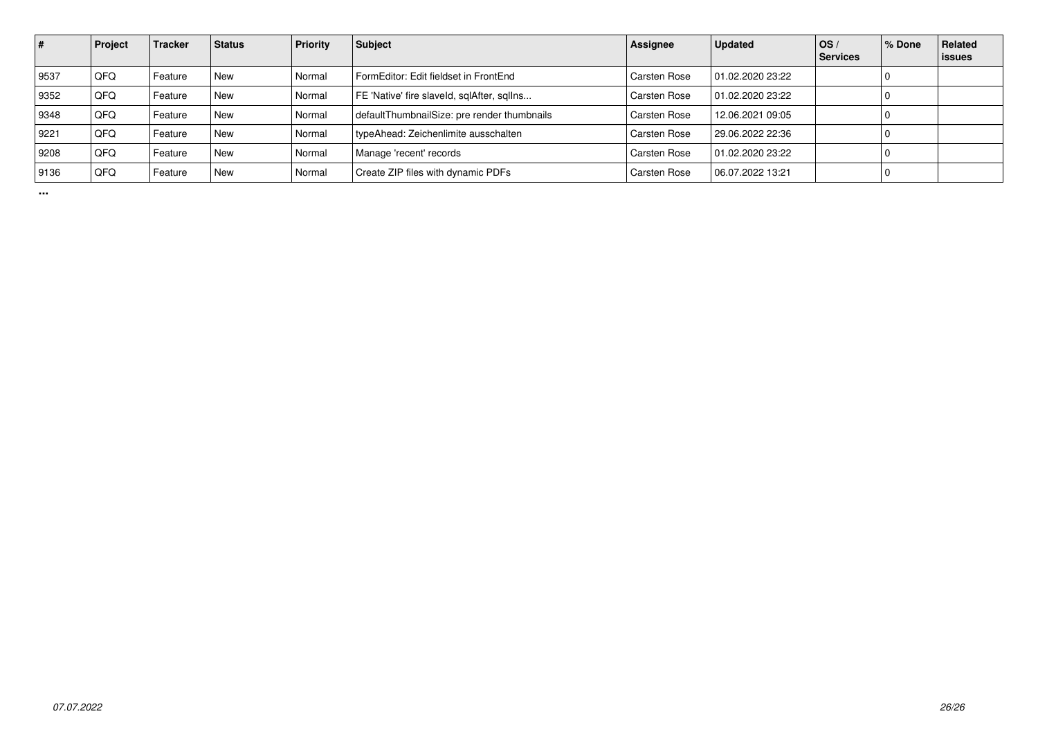| # | Project | Tracker | Status | Priority | Subject | Assignee | Updated | OS / Services | % Done | Related issues |
|---|---|---|---|---|---|---|---|---|---|---|
| 9537 | QFQ | Feature | New | Normal | FormEditor: Edit fieldset in FrontEnd | Carsten Rose | 01.02.2020 23:22 | | 0 | |
| 9352 | QFQ | Feature | New | Normal | FE 'Native' fire slaveId, sqlAfter, sqlIns... | Carsten Rose | 01.02.2020 23:22 | | 0 | |
| 9348 | QFQ | Feature | New | Normal | defaultThumbnailSize: pre render thumbnails | Carsten Rose | 12.06.2021 09:05 | | 0 | |
| 9221 | QFQ | Feature | New | Normal | typeAhead: Zeichenlimite ausschalten | Carsten Rose | 29.06.2022 22:36 | | 0 | |
| 9208 | QFQ | Feature | New | Normal | Manage 'recent' records | Carsten Rose | 01.02.2020 23:22 | | 0 | |
| 9136 | QFQ | Feature | New | Normal | Create ZIP files with dynamic PDFs | Carsten Rose | 06.07.2022 13:21 | | 0 | |

**...**